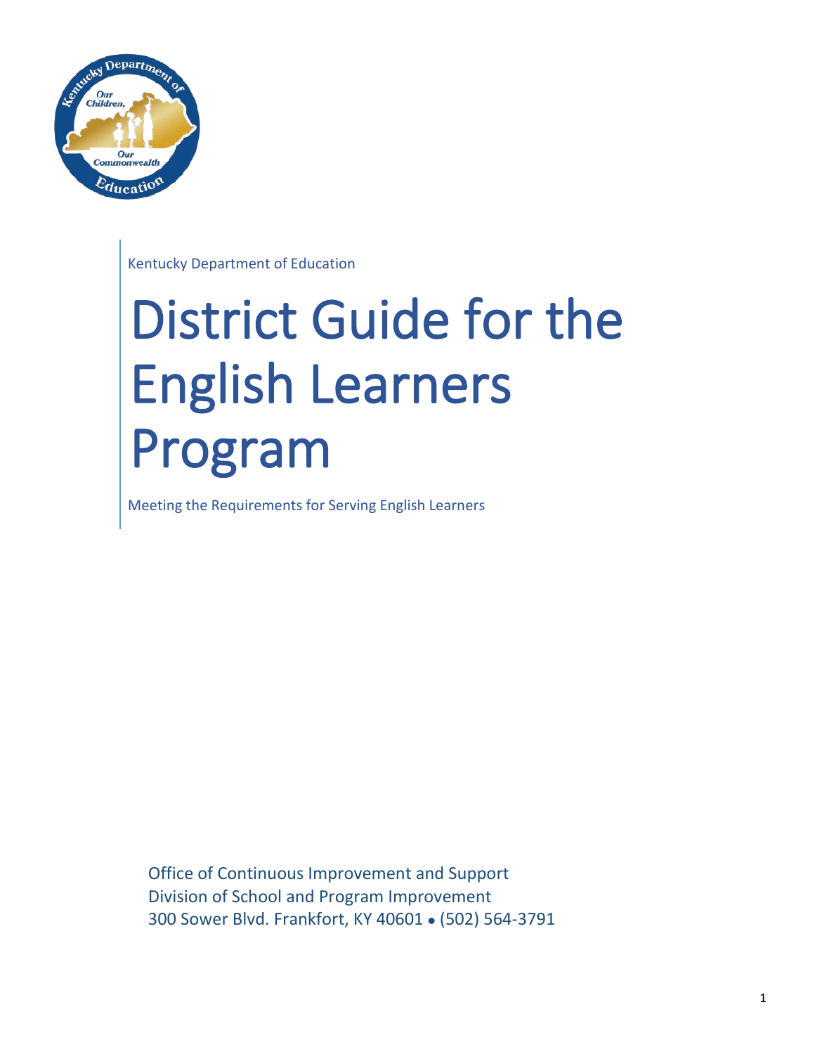Kentucky Department of Education

# District Guide for the English Learners Program

Meeting the Requirements for Serving English Learners

Office of Continuous Improvement and Support
Division of School and Program Improvement
300 Sower Blvd. Frankfort, KY 40601 • (502) 564-3791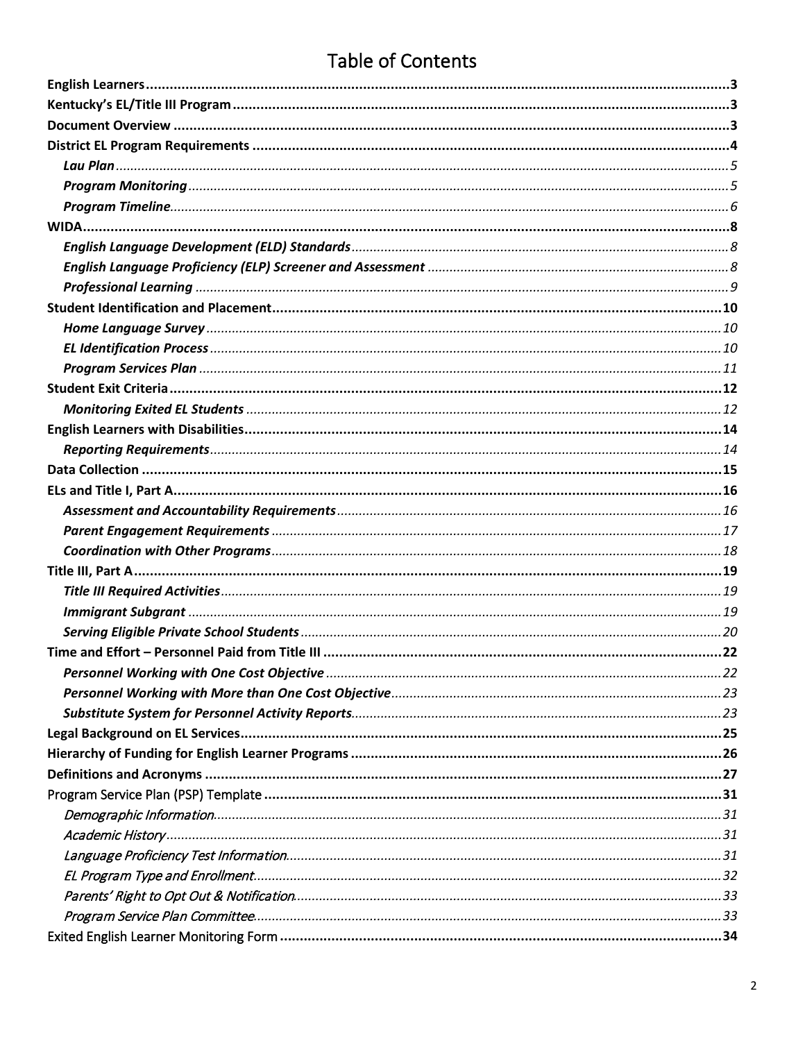# Table of Contents

**English Learners** .......... **3**
**Kentucky's EL/Title III Program** .......... **3**
**Document Overview** .......... **3**
**District EL Program Requirements** .......... **4**
- ***Lau Plan*** .......... *5*
- ***Program Monitoring*** .......... *5*
- ***Program Timeline*** .......... *6*

**WIDA** .......... **8**
- ***English Language Development (ELD) Standards*** .......... *8*
- ***English Language Proficiency (ELP) Screener and Assessment*** .......... *8*
- ***Professional Learning*** .......... *9*

**Student Identification and Placement** .......... **10**
- ***Home Language Survey*** .......... *10*
- ***EL Identification Process*** .......... *10*
- ***Program Services Plan*** .......... *11*

**Student Exit Criteria** .......... **12**
- ***Monitoring Exited EL Students*** .......... *12*

**English Learners with Disabilities** .......... **14**
- ***Reporting Requirements*** .......... *14*

**Data Collection** .......... **15**
**ELs and Title I, Part A** .......... **16**
- ***Assessment and Accountability Requirements*** .......... *16*
- ***Parent Engagement Requirements*** .......... *17*
- ***Coordination with Other Programs*** .......... *18*

**Title III, Part A** .......... **19**
- ***Title III Required Activities*** .......... *19*
- ***Immigrant Subgrant*** .......... *19*
- ***Serving Eligible Private School Students*** .......... *20*

**Time and Effort – Personnel Paid from Title III** .......... **22**
- ***Personnel Working with One Cost Objective*** .......... *22*
- ***Personnel Working with More than One Cost Objective*** .......... *23*
- ***Substitute System for Personnel Activity Reports*** .......... *23*

**Legal Background on EL Services** .......... **25**
**Hierarchy of Funding for English Learner Programs** .......... **26**
**Definitions and Acronyms** .......... **27**
Program Service Plan (PSP) Template .......... **31**
- *Demographic Information* .......... *31*
- *Academic History* .......... *31*
- *Language Proficiency Test Information* .......... *31*
- *EL Program Type and Enrollment* .......... *32*
- *Parents' Right to Opt Out & Notification* .......... *33*
- *Program Service Plan Committee* .......... *33*

Exited English Learner Monitoring Form .......... **34**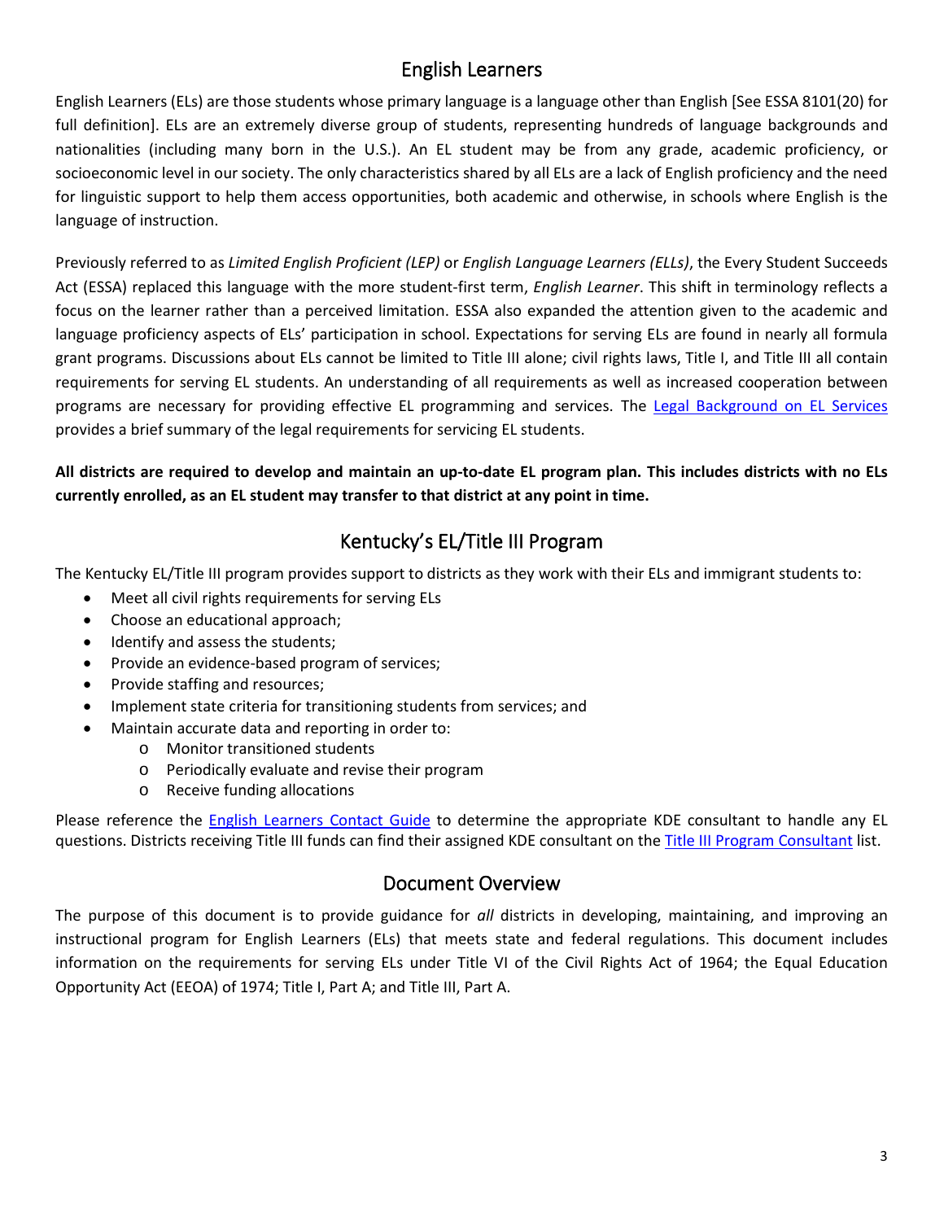## English Learners

English Learners (ELs) are those students whose primary language is a language other than English [See ESSA 8101(20) for full definition]. ELs are an extremely diverse group of students, representing hundreds of language backgrounds and nationalities (including many born in the U.S.). An EL student may be from any grade, academic proficiency, or socioeconomic level in our society. The only characteristics shared by all ELs are a lack of English proficiency and the need for linguistic support to help them access opportunities, both academic and otherwise, in schools where English is the language of instruction.

Previously referred to as *Limited English Proficient (LEP)* or *English Language Learners (ELLs)*, the Every Student Succeeds Act (ESSA) replaced this language with the more student-first term, *English Learner*. This shift in terminology reflects a focus on the learner rather than a perceived limitation. ESSA also expanded the attention given to the academic and language proficiency aspects of ELs' participation in school. Expectations for serving ELs are found in nearly all formula grant programs. Discussions about ELs cannot be limited to Title III alone; civil rights laws, Title I, and Title III all contain requirements for serving EL students. An understanding of all requirements as well as increased cooperation between programs are necessary for providing effective EL programming and services. The Legal Background on EL Services provides a brief summary of the legal requirements for servicing EL students.

**All districts are required to develop and maintain an up-to-date EL program plan. This includes districts with no ELs currently enrolled, as an EL student may transfer to that district at any point in time.**

## Kentucky's EL/Title III Program

The Kentucky EL/Title III program provides support to districts as they work with their ELs and immigrant students to:

- Meet all civil rights requirements for serving ELs
- Choose an educational approach;
- Identify and assess the students;
- Provide an evidence-based program of services;
- Provide staffing and resources;
- Implement state criteria for transitioning students from services; and
- Maintain accurate data and reporting in order to:
  - Monitor transitioned students
  - Periodically evaluate and revise their program
  - Receive funding allocations

Please reference the English Learners Contact Guide to determine the appropriate KDE consultant to handle any EL questions. Districts receiving Title III funds can find their assigned KDE consultant on the Title III Program Consultant list.

## Document Overview

The purpose of this document is to provide guidance for *all* districts in developing, maintaining, and improving an instructional program for English Learners (ELs) that meets state and federal regulations. This document includes information on the requirements for serving ELs under Title VI of the Civil Rights Act of 1964; the Equal Education Opportunity Act (EEOA) of 1974; Title I, Part A; and Title III, Part A.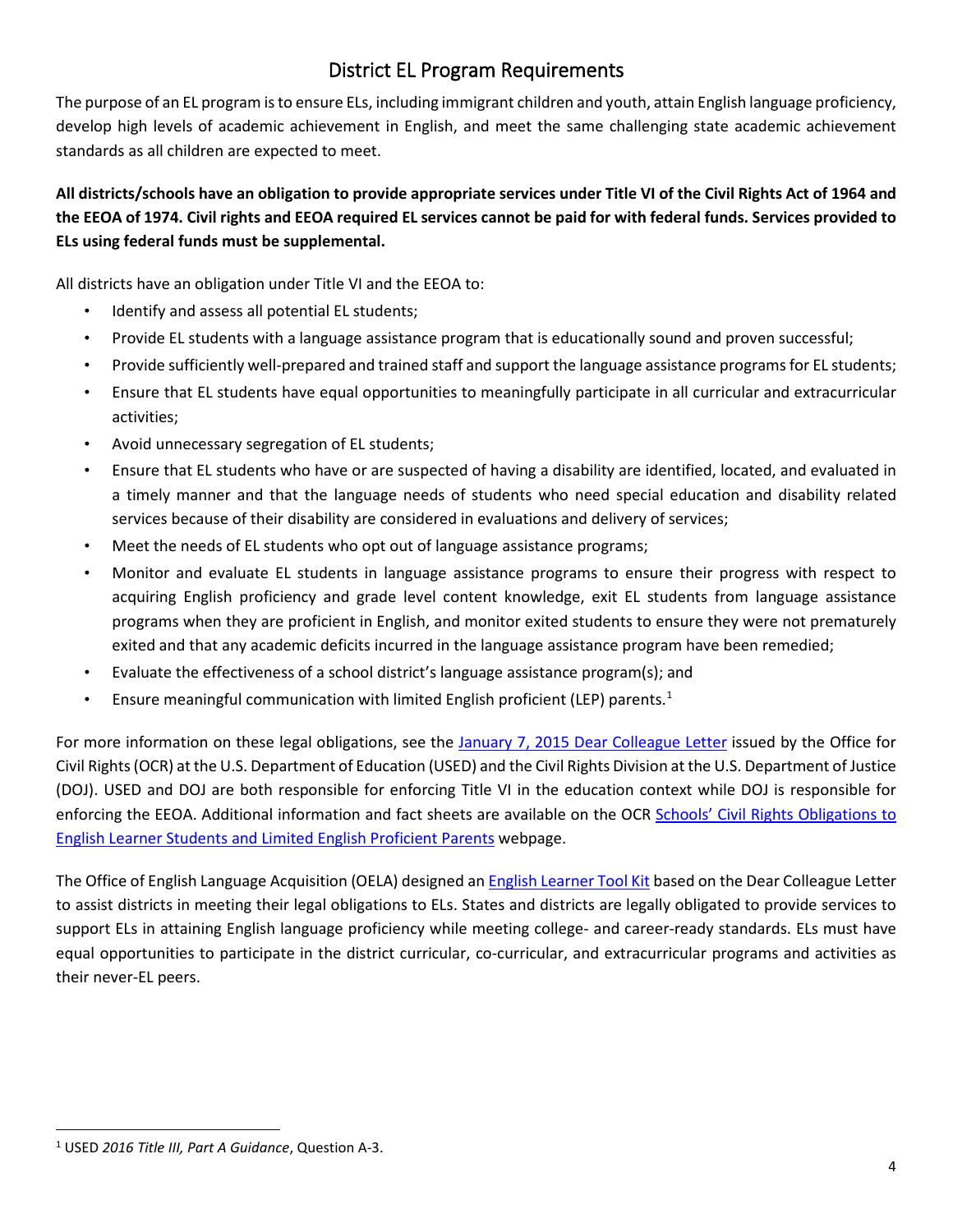## District EL Program Requirements

The purpose of an EL program is to ensure ELs, including immigrant children and youth, attain English language proficiency, develop high levels of academic achievement in English, and meet the same challenging state academic achievement standards as all children are expected to meet.

**All districts/schools have an obligation to provide appropriate services under Title VI of the Civil Rights Act of 1964 and the EEOA of 1974. Civil rights and EEOA required EL services cannot be paid for with federal funds. Services provided to ELs using federal funds must be supplemental.**

All districts have an obligation under Title VI and the EEOA to:

- Identify and assess all potential EL students;
- Provide EL students with a language assistance program that is educationally sound and proven successful;
- Provide sufficiently well-prepared and trained staff and support the language assistance programs for EL students;
- Ensure that EL students have equal opportunities to meaningfully participate in all curricular and extracurricular activities;
- Avoid unnecessary segregation of EL students;
- Ensure that EL students who have or are suspected of having a disability are identified, located, and evaluated in a timely manner and that the language needs of students who need special education and disability related services because of their disability are considered in evaluations and delivery of services;
- Meet the needs of EL students who opt out of language assistance programs;
- Monitor and evaluate EL students in language assistance programs to ensure their progress with respect to acquiring English proficiency and grade level content knowledge, exit EL students from language assistance programs when they are proficient in English, and monitor exited students to ensure they were not prematurely exited and that any academic deficits incurred in the language assistance program have been remedied;
- Evaluate the effectiveness of a school district's language assistance program(s); and
- Ensure meaningful communication with limited English proficient (LEP) parents.[1]

For more information on these legal obligations, see the January 7, 2015 Dear Colleague Letter issued by the Office for Civil Rights (OCR) at the U.S. Department of Education (USED) and the Civil Rights Division at the U.S. Department of Justice (DOJ). USED and DOJ are both responsible for enforcing Title VI in the education context while DOJ is responsible for enforcing the EEOA. Additional information and fact sheets are available on the OCR Schools' Civil Rights Obligations to English Learner Students and Limited English Proficient Parents webpage.

The Office of English Language Acquisition (OELA) designed an English Learner Tool Kit based on the Dear Colleague Letter to assist districts in meeting their legal obligations to ELs. States and districts are legally obligated to provide services to support ELs in attaining English language proficiency while meeting college- and career-ready standards. ELs must have equal opportunities to participate in the district curricular, co-curricular, and extracurricular programs and activities as their never-EL peers.

---

[1] USED *2016 Title III, Part A Guidance*, Question A-3.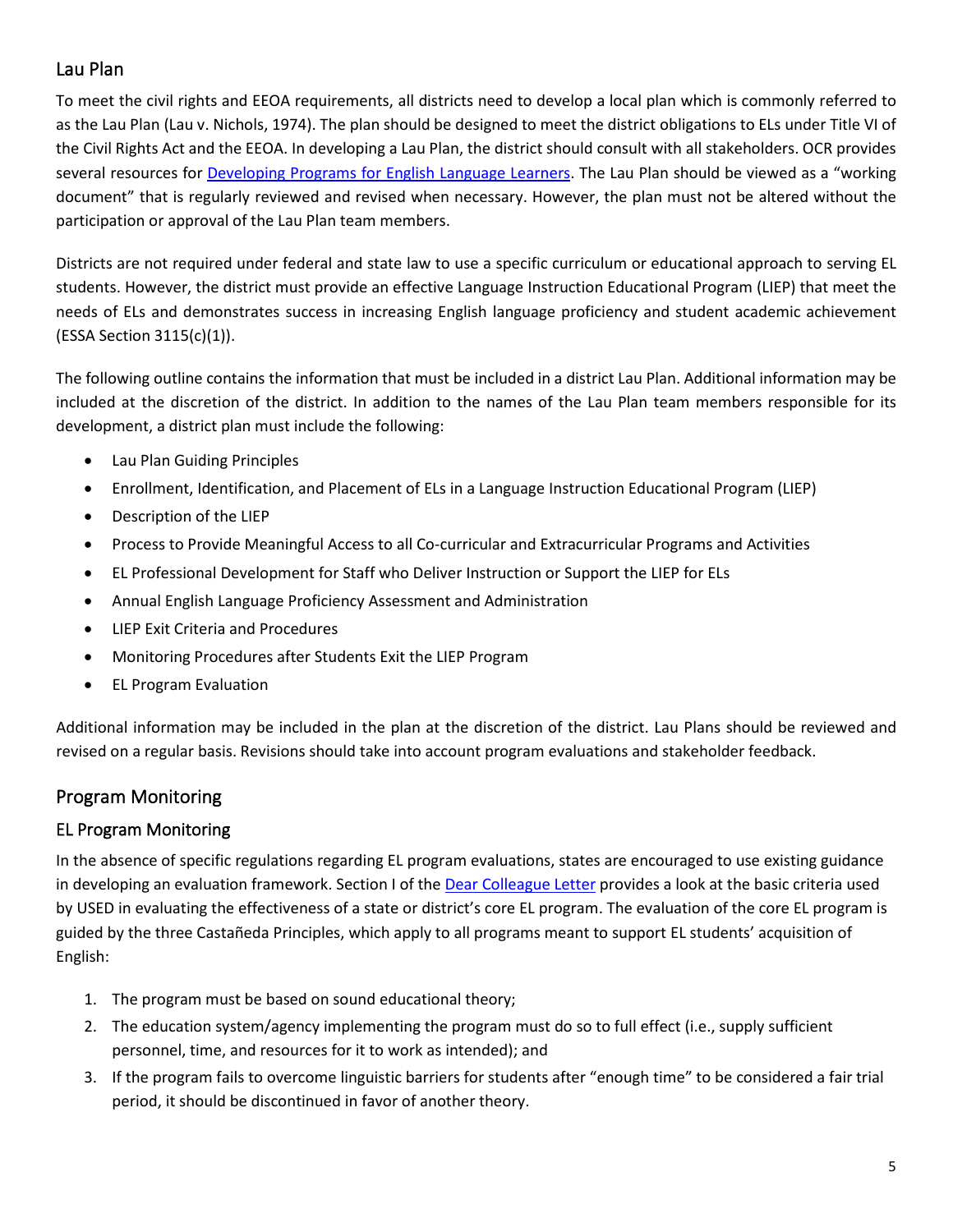## Lau Plan

To meet the civil rights and EEOA requirements, all districts need to develop a local plan which is commonly referred to as the Lau Plan (Lau v. Nichols, 1974). The plan should be designed to meet the district obligations to ELs under Title VI of the Civil Rights Act and the EEOA. In developing a Lau Plan, the district should consult with all stakeholders. OCR provides several resources for Developing Programs for English Language Learners. The Lau Plan should be viewed as a "working document" that is regularly reviewed and revised when necessary. However, the plan must not be altered without the participation or approval of the Lau Plan team members.

Districts are not required under federal and state law to use a specific curriculum or educational approach to serving EL students. However, the district must provide an effective Language Instruction Educational Program (LIEP) that meet the needs of ELs and demonstrates success in increasing English language proficiency and student academic achievement (ESSA Section 3115(c)(1)).

The following outline contains the information that must be included in a district Lau Plan. Additional information may be included at the discretion of the district. In addition to the names of the Lau Plan team members responsible for its development, a district plan must include the following:

- Lau Plan Guiding Principles
- Enrollment, Identification, and Placement of ELs in a Language Instruction Educational Program (LIEP)
- Description of the LIEP
- Process to Provide Meaningful Access to all Co-curricular and Extracurricular Programs and Activities
- EL Professional Development for Staff who Deliver Instruction or Support the LIEP for ELs
- Annual English Language Proficiency Assessment and Administration
- LIEP Exit Criteria and Procedures
- Monitoring Procedures after Students Exit the LIEP Program
- EL Program Evaluation

Additional information may be included in the plan at the discretion of the district. Lau Plans should be reviewed and revised on a regular basis. Revisions should take into account program evaluations and stakeholder feedback.

## Program Monitoring

### EL Program Monitoring

In the absence of specific regulations regarding EL program evaluations, states are encouraged to use existing guidance in developing an evaluation framework. Section I of the Dear Colleague Letter provides a look at the basic criteria used by USED in evaluating the effectiveness of a state or district's core EL program. The evaluation of the core EL program is guided by the three Castañeda Principles, which apply to all programs meant to support EL students' acquisition of English:

1. The program must be based on sound educational theory;
2. The education system/agency implementing the program must do so to full effect (i.e., supply sufficient personnel, time, and resources for it to work as intended); and
3. If the program fails to overcome linguistic barriers for students after "enough time" to be considered a fair trial period, it should be discontinued in favor of another theory.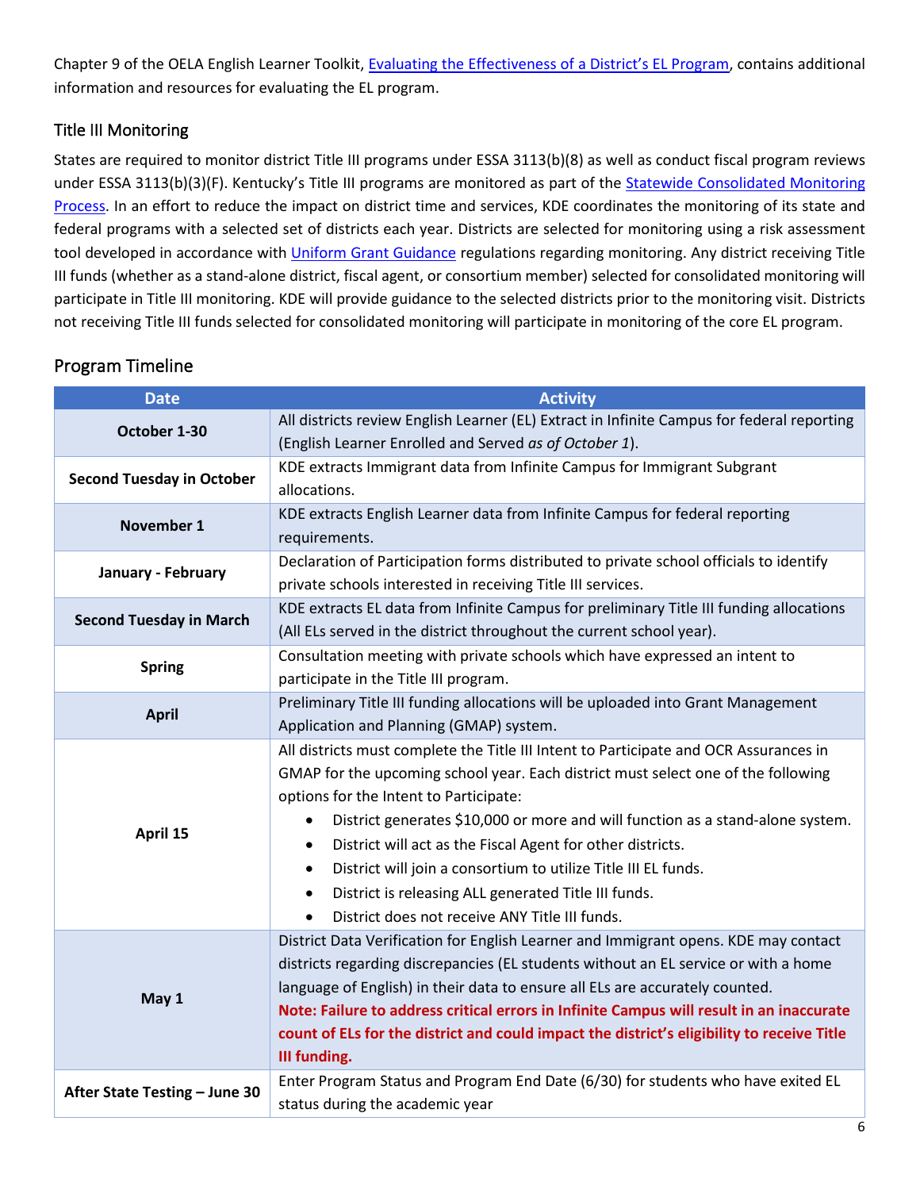Chapter 9 of the OELA English Learner Toolkit, [Evaluating the Effectiveness of a District's EL Program](), contains additional information and resources for evaluating the EL program.

## Title III Monitoring

States are required to monitor district Title III programs under ESSA 3113(b)(8) as well as conduct fiscal program reviews under ESSA 3113(b)(3)(F). Kentucky's Title III programs are monitored as part of the [Statewide Consolidated Monitoring Process](). In an effort to reduce the impact on district time and services, KDE coordinates the monitoring of its state and federal programs with a selected set of districts each year. Districts are selected for monitoring using a risk assessment tool developed in accordance with [Uniform Grant Guidance]() regulations regarding monitoring. Any district receiving Title III funds (whether as a stand-alone district, fiscal agent, or consortium member) selected for consolidated monitoring will participate in Title III monitoring. KDE will provide guidance to the selected districts prior to the monitoring visit. Districts not receiving Title III funds selected for consolidated monitoring will participate in monitoring of the core EL program.

## Program Timeline

| Date | Activity |
|---|---|
| **October 1-30** | All districts review English Learner (EL) Extract in Infinite Campus for federal reporting (English Learner Enrolled and Served *as of October 1*). |
| **Second Tuesday in October** | KDE extracts Immigrant data from Infinite Campus for Immigrant Subgrant allocations. |
| **November 1** | KDE extracts English Learner data from Infinite Campus for federal reporting requirements. |
| **January - February** | Declaration of Participation forms distributed to private school officials to identify private schools interested in receiving Title III services. |
| **Second Tuesday in March** | KDE extracts EL data from Infinite Campus for preliminary Title III funding allocations (All ELs served in the district throughout the current school year). |
| **Spring** | Consultation meeting with private schools which have expressed an intent to participate in the Title III program. |
| **April** | Preliminary Title III funding allocations will be uploaded into Grant Management Application and Planning (GMAP) system. |
| **April 15** | All districts must complete the Title III Intent to Participate and OCR Assurances in GMAP for the upcoming school year. Each district must select one of the following options for the Intent to Participate:<br>• District generates $10,000 or more and will function as a stand-alone system.<br>• District will act as the Fiscal Agent for other districts.<br>• District will join a consortium to utilize Title III EL funds.<br>• District is releasing ALL generated Title III funds.<br>• District does not receive ANY Title III funds. |
| **May 1** | District Data Verification for English Learner and Immigrant opens. KDE may contact districts regarding discrepancies (EL students without an EL service or with a home language of English) in their data to ensure all ELs are accurately counted.<br>**Note: Failure to address critical errors in Infinite Campus will result in an inaccurate count of ELs for the district and could impact the district's eligibility to receive Title III funding.** |
| **After State Testing – June 30** | Enter Program Status and Program End Date (6/30) for students who have exited EL status during the academic year |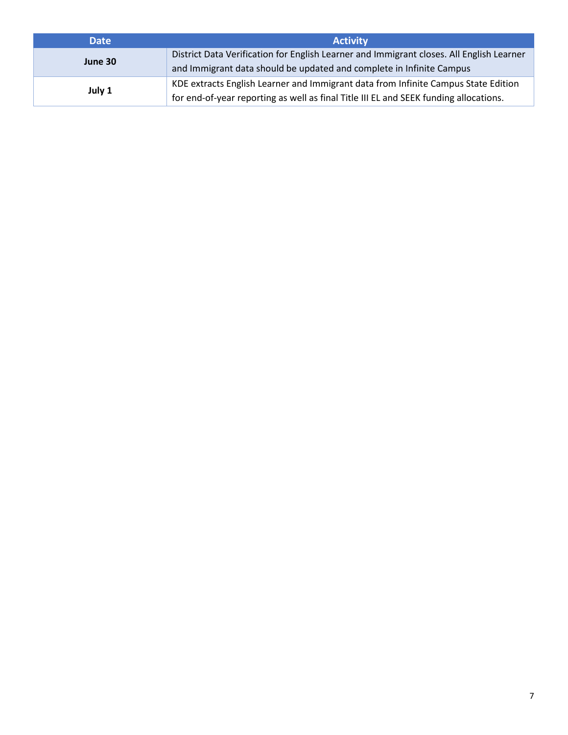| Date | Activity |
| --- | --- |
| **June 30** | District Data Verification for English Learner and Immigrant closes. All English Learner and Immigrant data should be updated and complete in Infinite Campus |
| **July 1** | KDE extracts English Learner and Immigrant data from Infinite Campus State Edition for end-of-year reporting as well as final Title III EL and SEEK funding allocations. |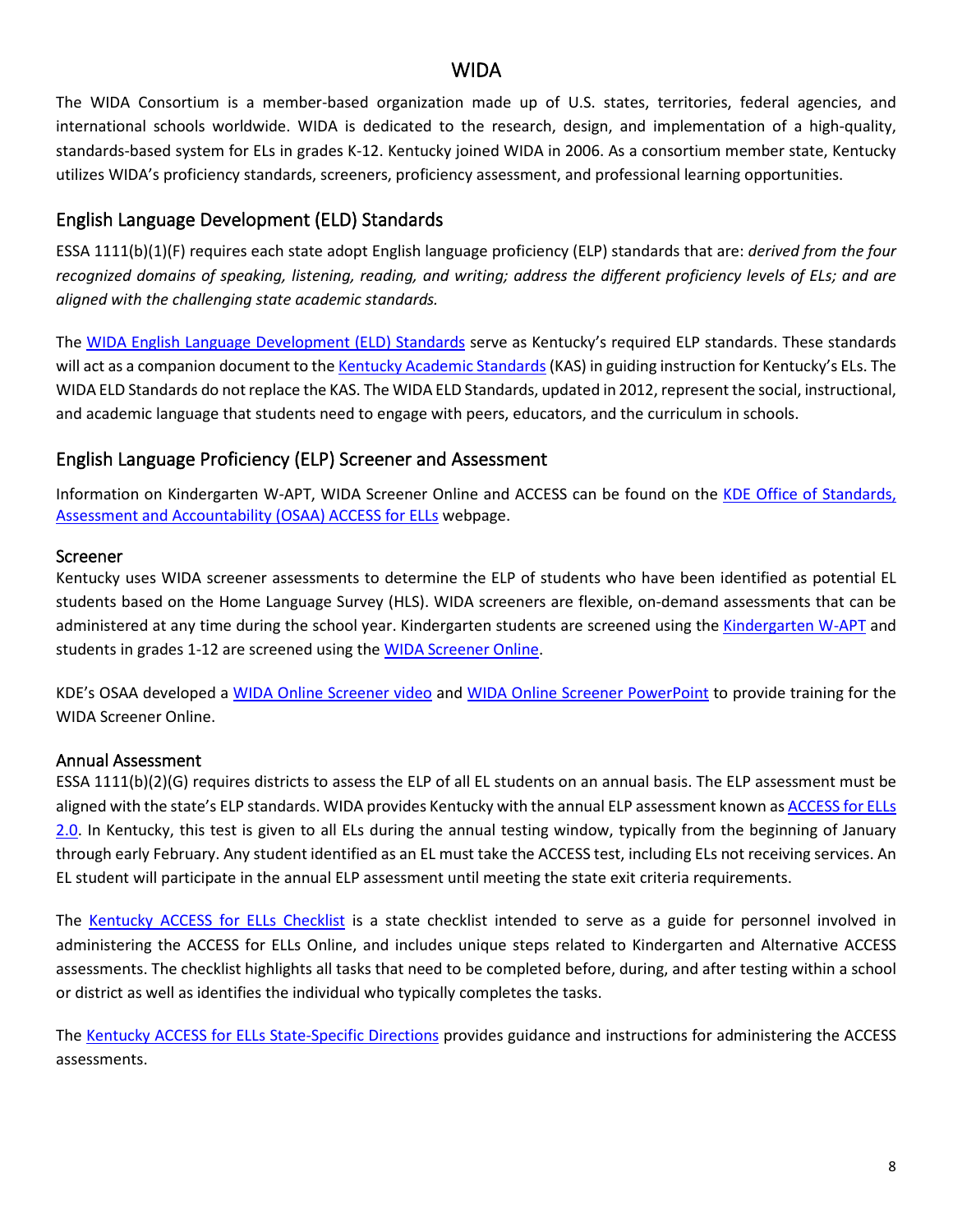# WIDA

The WIDA Consortium is a member-based organization made up of U.S. states, territories, federal agencies, and international schools worldwide. WIDA is dedicated to the research, design, and implementation of a high-quality, standards-based system for ELs in grades K-12. Kentucky joined WIDA in 2006. As a consortium member state, Kentucky utilizes WIDA's proficiency standards, screeners, proficiency assessment, and professional learning opportunities.

## English Language Development (ELD) Standards

ESSA 1111(b)(1)(F) requires each state adopt English language proficiency (ELP) standards that are: *derived from the four recognized domains of speaking, listening, reading, and writing; address the different proficiency levels of ELs; and are aligned with the challenging state academic standards.*

The WIDA English Language Development (ELD) Standards serve as Kentucky's required ELP standards. These standards will act as a companion document to the Kentucky Academic Standards (KAS) in guiding instruction for Kentucky's ELs. The WIDA ELD Standards do not replace the KAS. The WIDA ELD Standards, updated in 2012, represent the social, instructional, and academic language that students need to engage with peers, educators, and the curriculum in schools.

## English Language Proficiency (ELP) Screener and Assessment

Information on Kindergarten W-APT, WIDA Screener Online and ACCESS can be found on the KDE Office of Standards, Assessment and Accountability (OSAA) ACCESS for ELLs webpage.

### Screener

Kentucky uses WIDA screener assessments to determine the ELP of students who have been identified as potential EL students based on the Home Language Survey (HLS). WIDA screeners are flexible, on-demand assessments that can be administered at any time during the school year. Kindergarten students are screened using the Kindergarten W-APT and students in grades 1-12 are screened using the WIDA Screener Online.

KDE's OSAA developed a WIDA Online Screener video and WIDA Online Screener PowerPoint to provide training for the WIDA Screener Online.

### Annual Assessment

ESSA 1111(b)(2)(G) requires districts to assess the ELP of all EL students on an annual basis. The ELP assessment must be aligned with the state's ELP standards. WIDA provides Kentucky with the annual ELP assessment known as ACCESS for ELLs 2.0. In Kentucky, this test is given to all ELs during the annual testing window, typically from the beginning of January through early February. Any student identified as an EL must take the ACCESS test, including ELs not receiving services. An EL student will participate in the annual ELP assessment until meeting the state exit criteria requirements.

The Kentucky ACCESS for ELLs Checklist is a state checklist intended to serve as a guide for personnel involved in administering the ACCESS for ELLs Online, and includes unique steps related to Kindergarten and Alternative ACCESS assessments. The checklist highlights all tasks that need to be completed before, during, and after testing within a school or district as well as identifies the individual who typically completes the tasks.

The Kentucky ACCESS for ELLs State-Specific Directions provides guidance and instructions for administering the ACCESS assessments.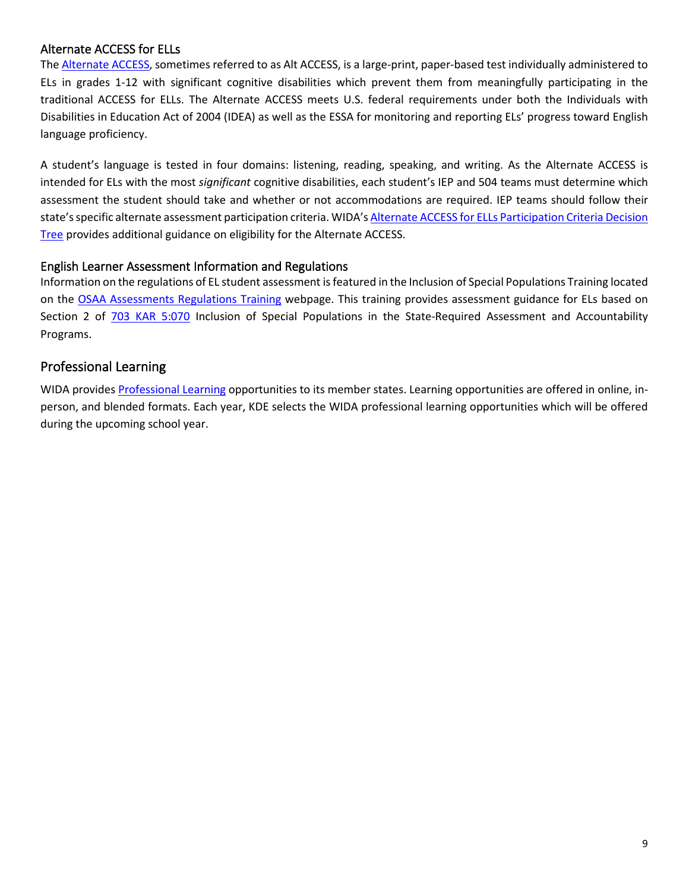### Alternate ACCESS for ELLs

The Alternate ACCESS, sometimes referred to as Alt ACCESS, is a large-print, paper-based test individually administered to ELs in grades 1-12 with significant cognitive disabilities which prevent them from meaningfully participating in the traditional ACCESS for ELLs. The Alternate ACCESS meets U.S. federal requirements under both the Individuals with Disabilities in Education Act of 2004 (IDEA) as well as the ESSA for monitoring and reporting ELs' progress toward English language proficiency.

A student's language is tested in four domains: listening, reading, speaking, and writing. As the Alternate ACCESS is intended for ELs with the most *significant* cognitive disabilities, each student's IEP and 504 teams must determine which assessment the student should take and whether or not accommodations are required. IEP teams should follow their state's specific alternate assessment participation criteria. WIDA's Alternate ACCESS for ELLs Participation Criteria Decision Tree provides additional guidance on eligibility for the Alternate ACCESS.

### English Learner Assessment Information and Regulations

Information on the regulations of EL student assessment is featured in the Inclusion of Special Populations Training located on the OSAA Assessments Regulations Training webpage. This training provides assessment guidance for ELs based on Section 2 of 703 KAR 5:070 Inclusion of Special Populations in the State-Required Assessment and Accountability Programs.

## Professional Learning

WIDA provides Professional Learning opportunities to its member states. Learning opportunities are offered in online, in-person, and blended formats. Each year, KDE selects the WIDA professional learning opportunities which will be offered during the upcoming school year.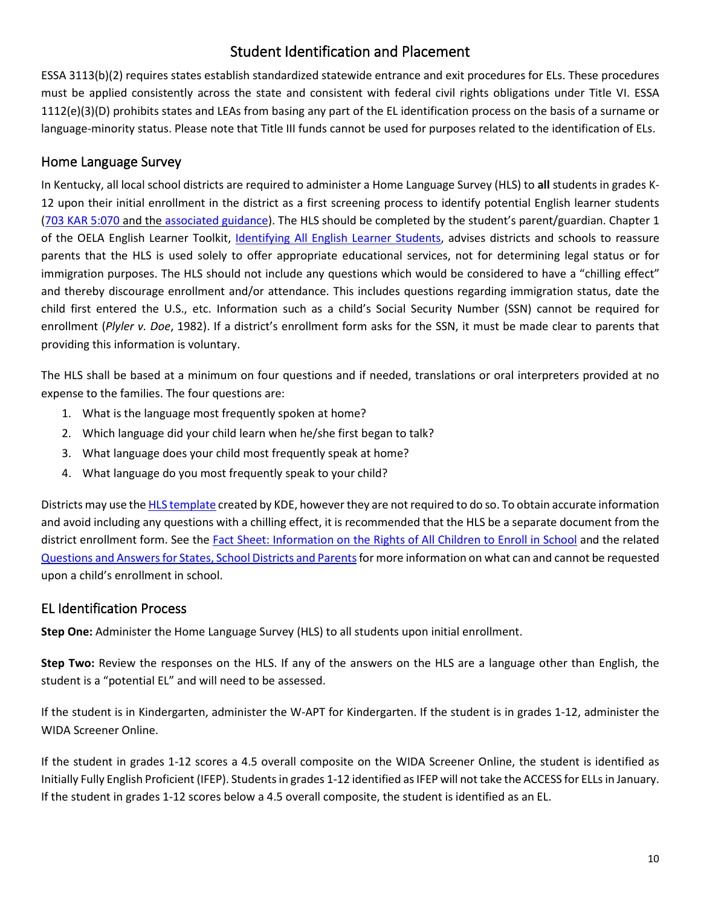# Student Identification and Placement

ESSA 3113(b)(2) requires states establish standardized statewide entrance and exit procedures for ELs. These procedures must be applied consistently across the state and consistent with federal civil rights obligations under Title VI. ESSA 1112(e)(3)(D) prohibits states and LEAs from basing any part of the EL identification process on the basis of a surname or language-minority status. Please note that Title III funds cannot be used for purposes related to the identification of ELs.

## Home Language Survey

In Kentucky, all local school districts are required to administer a Home Language Survey (HLS) to **all** students in grades K-12 upon their initial enrollment in the district as a first screening process to identify potential English learner students (703 KAR 5:070 and the associated guidance). The HLS should be completed by the student's parent/guardian. Chapter 1 of the OELA English Learner Toolkit, Identifying All English Learner Students, advises districts and schools to reassure parents that the HLS is used solely to offer appropriate educational services, not for determining legal status or for immigration purposes. The HLS should not include any questions which would be considered to have a "chilling effect" and thereby discourage enrollment and/or attendance. This includes questions regarding immigration status, date the child first entered the U.S., etc. Information such as a child's Social Security Number (SSN) cannot be required for enrollment (*Plyler v. Doe*, 1982). If a district's enrollment form asks for the SSN, it must be made clear to parents that providing this information is voluntary.

The HLS shall be based at a minimum on four questions and if needed, translations or oral interpreters provided at no expense to the families. The four questions are:

1. What is the language most frequently spoken at home?
2. Which language did your child learn when he/she first began to talk?
3. What language does your child most frequently speak at home?
4. What language do you most frequently speak to your child?

Districts may use the HLS template created by KDE, however they are not required to do so. To obtain accurate information and avoid including any questions with a chilling effect, it is recommended that the HLS be a separate document from the district enrollment form. See the Fact Sheet: Information on the Rights of All Children to Enroll in School and the related Questions and Answers for States, School Districts and Parents for more information on what can and cannot be requested upon a child's enrollment in school.

## EL Identification Process

**Step One:** Administer the Home Language Survey (HLS) to all students upon initial enrollment.

**Step Two:** Review the responses on the HLS. If any of the answers on the HLS are a language other than English, the student is a "potential EL" and will need to be assessed.

If the student is in Kindergarten, administer the W-APT for Kindergarten. If the student is in grades 1-12, administer the WIDA Screener Online.

If the student in grades 1-12 scores a 4.5 overall composite on the WIDA Screener Online, the student is identified as Initially Fully English Proficient (IFEP). Students in grades 1-12 identified as IFEP will not take the ACCESS for ELLs in January. If the student in grades 1-12 scores below a 4.5 overall composite, the student is identified as an EL.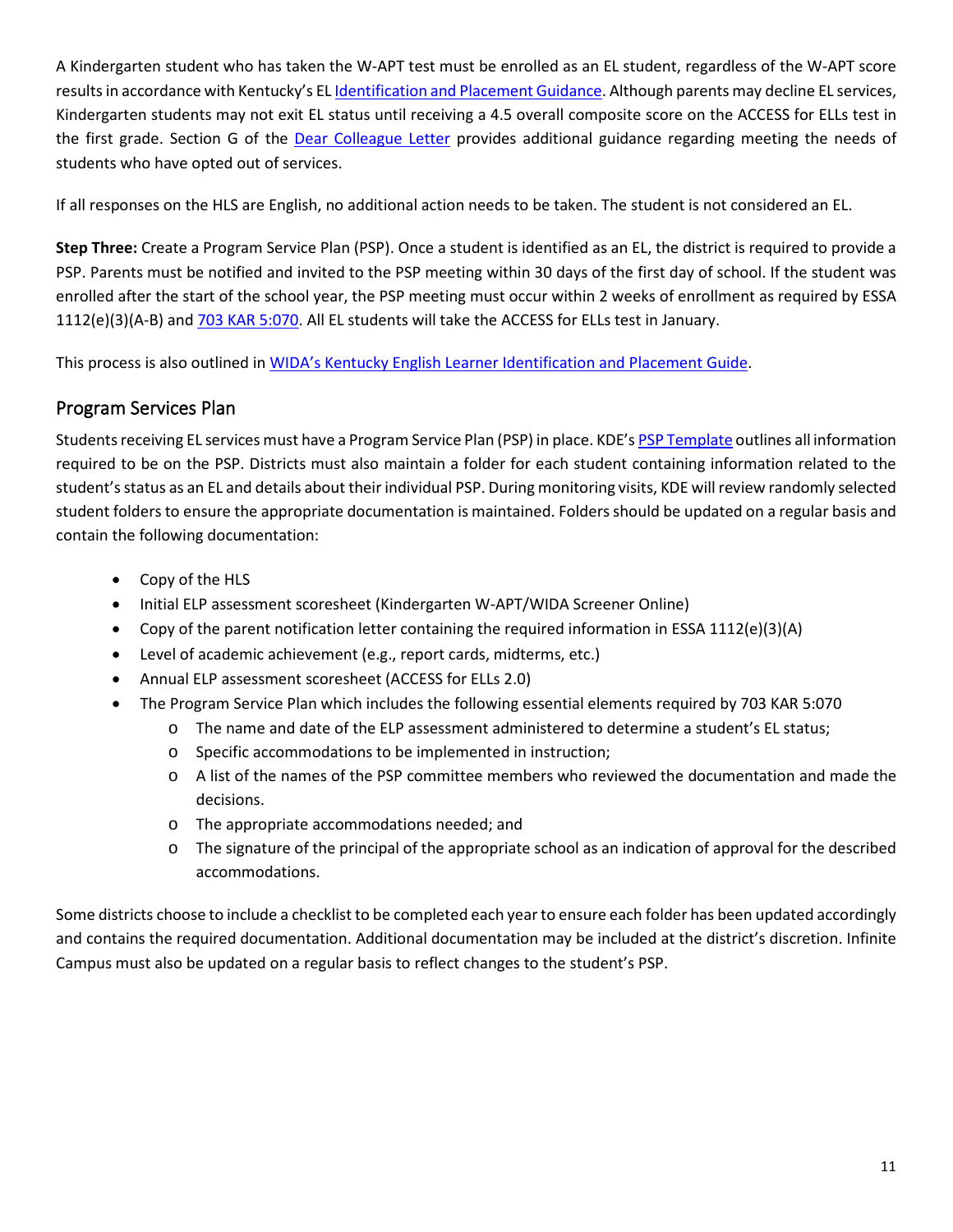A Kindergarten student who has taken the W-APT test must be enrolled as an EL student, regardless of the W-APT score results in accordance with Kentucky's EL Identification and Placement Guidance. Although parents may decline EL services, Kindergarten students may not exit EL status until receiving a 4.5 overall composite score on the ACCESS for ELLs test in the first grade. Section G of the Dear Colleague Letter provides additional guidance regarding meeting the needs of students who have opted out of services.

If all responses on the HLS are English, no additional action needs to be taken. The student is not considered an EL.

**Step Three:** Create a Program Service Plan (PSP). Once a student is identified as an EL, the district is required to provide a PSP. Parents must be notified and invited to the PSP meeting within 30 days of the first day of school. If the student was enrolled after the start of the school year, the PSP meeting must occur within 2 weeks of enrollment as required by ESSA 1112(e)(3)(A-B) and 703 KAR 5:070. All EL students will take the ACCESS for ELLs test in January.

This process is also outlined in WIDA's Kentucky English Learner Identification and Placement Guide.

## Program Services Plan

Students receiving EL services must have a Program Service Plan (PSP) in place. KDE's PSP Template outlines all information required to be on the PSP. Districts must also maintain a folder for each student containing information related to the student's status as an EL and details about their individual PSP. During monitoring visits, KDE will review randomly selected student folders to ensure the appropriate documentation is maintained. Folders should be updated on a regular basis and contain the following documentation:

- Copy of the HLS
- Initial ELP assessment scoresheet (Kindergarten W-APT/WIDA Screener Online)
- Copy of the parent notification letter containing the required information in ESSA 1112(e)(3)(A)
- Level of academic achievement (e.g., report cards, midterms, etc.)
- Annual ELP assessment scoresheet (ACCESS for ELLs 2.0)
- The Program Service Plan which includes the following essential elements required by 703 KAR 5:070
  - The name and date of the ELP assessment administered to determine a student's EL status;
  - Specific accommodations to be implemented in instruction;
  - A list of the names of the PSP committee members who reviewed the documentation and made the decisions.
  - The appropriate accommodations needed; and
  - The signature of the principal of the appropriate school as an indication of approval for the described accommodations.

Some districts choose to include a checklist to be completed each year to ensure each folder has been updated accordingly and contains the required documentation. Additional documentation may be included at the district's discretion. Infinite Campus must also be updated on a regular basis to reflect changes to the student's PSP.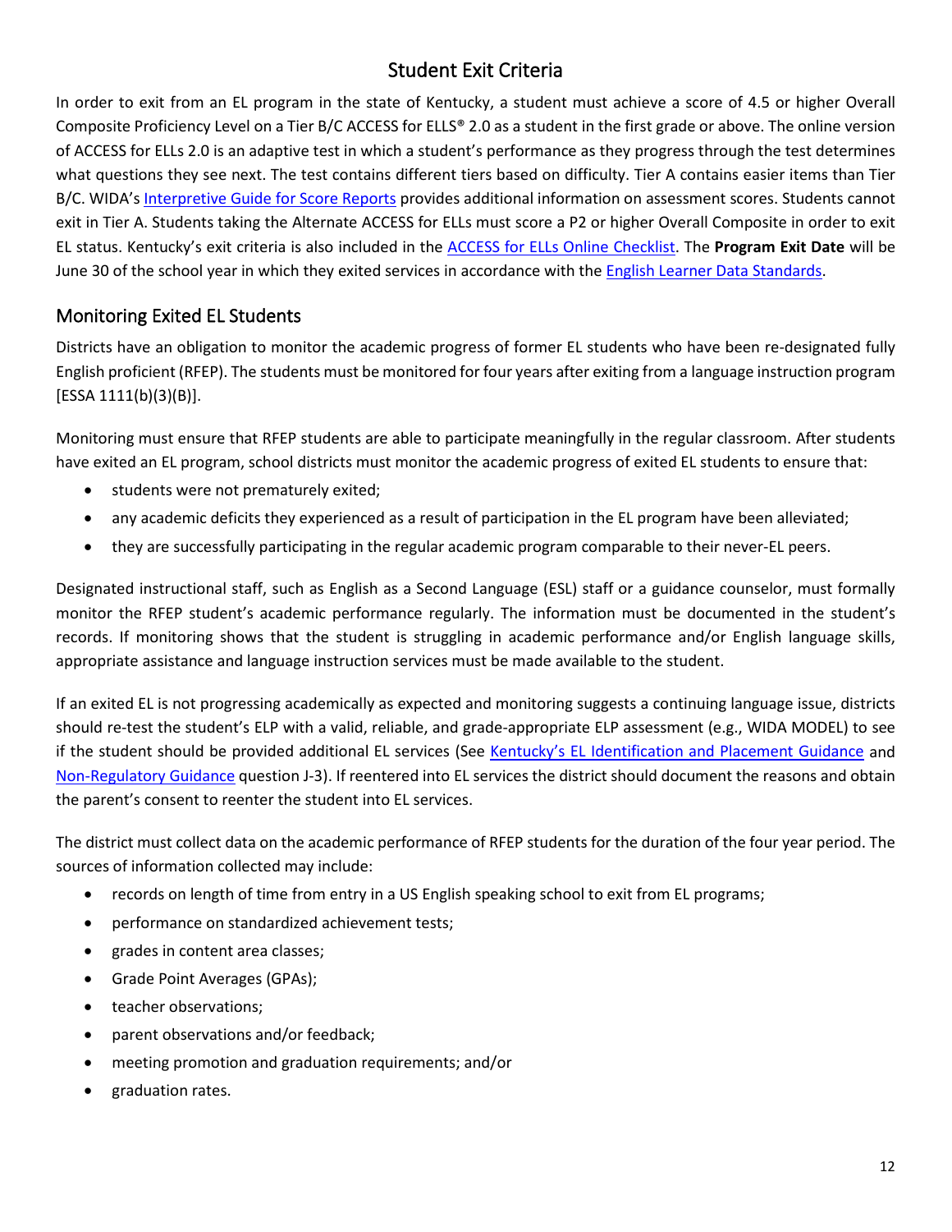## Student Exit Criteria

In order to exit from an EL program in the state of Kentucky, a student must achieve a score of 4.5 or higher Overall Composite Proficiency Level on a Tier B/C ACCESS for ELLS® 2.0 as a student in the first grade or above. The online version of ACCESS for ELLs 2.0 is an adaptive test in which a student's performance as they progress through the test determines what questions they see next. The test contains different tiers based on difficulty. Tier A contains easier items than Tier B/C. WIDA's Interpretive Guide for Score Reports provides additional information on assessment scores. Students cannot exit in Tier A. Students taking the Alternate ACCESS for ELLs must score a P2 or higher Overall Composite in order to exit EL status. Kentucky's exit criteria is also included in the ACCESS for ELLs Online Checklist. The **Program Exit Date** will be June 30 of the school year in which they exited services in accordance with the English Learner Data Standards.

### Monitoring Exited EL Students

Districts have an obligation to monitor the academic progress of former EL students who have been re-designated fully English proficient (RFEP). The students must be monitored for four years after exiting from a language instruction program [ESSA 1111(b)(3)(B)].

Monitoring must ensure that RFEP students are able to participate meaningfully in the regular classroom. After students have exited an EL program, school districts must monitor the academic progress of exited EL students to ensure that:

- students were not prematurely exited;
- any academic deficits they experienced as a result of participation in the EL program have been alleviated;
- they are successfully participating in the regular academic program comparable to their never-EL peers.

Designated instructional staff, such as English as a Second Language (ESL) staff or a guidance counselor, must formally monitor the RFEP student's academic performance regularly. The information must be documented in the student's records. If monitoring shows that the student is struggling in academic performance and/or English language skills, appropriate assistance and language instruction services must be made available to the student.

If an exited EL is not progressing academically as expected and monitoring suggests a continuing language issue, districts should re-test the student's ELP with a valid, reliable, and grade-appropriate ELP assessment (e.g., WIDA MODEL) to see if the student should be provided additional EL services (See Kentucky's EL Identification and Placement Guidance and Non-Regulatory Guidance question J-3). If reentered into EL services the district should document the reasons and obtain the parent's consent to reenter the student into EL services.

The district must collect data on the academic performance of RFEP students for the duration of the four year period. The sources of information collected may include:

- records on length of time from entry in a US English speaking school to exit from EL programs;
- performance on standardized achievement tests;
- grades in content area classes;
- Grade Point Averages (GPAs);
- teacher observations;
- parent observations and/or feedback;
- meeting promotion and graduation requirements; and/or
- graduation rates.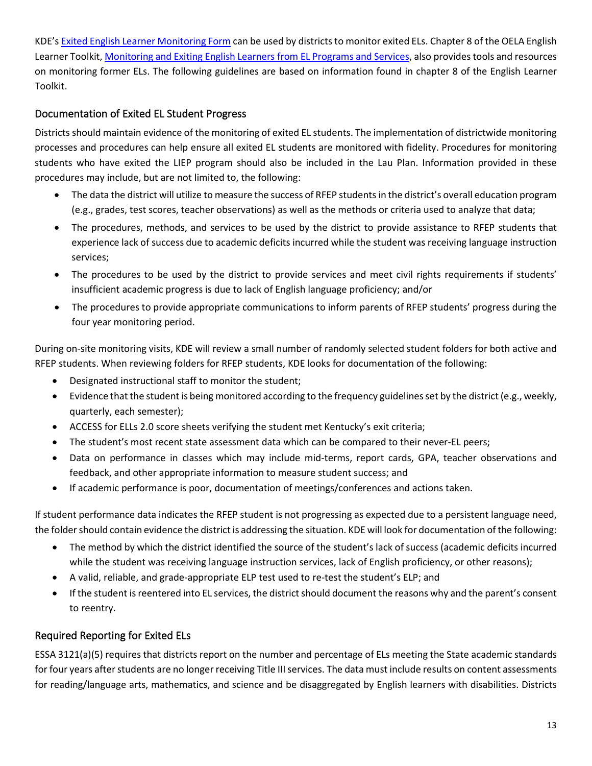KDE's [Exited English Learner Monitoring Form] can be used by districts to monitor exited ELs. Chapter 8 of the OELA English Learner Toolkit, [Monitoring and Exiting English Learners from EL Programs and Services], also provides tools and resources on monitoring former ELs. The following guidelines are based on information found in chapter 8 of the English Learner Toolkit.

## Documentation of Exited EL Student Progress

Districts should maintain evidence of the monitoring of exited EL students. The implementation of districtwide monitoring processes and procedures can help ensure all exited EL students are monitored with fidelity. Procedures for monitoring students who have exited the LIEP program should also be included in the Lau Plan. Information provided in these procedures may include, but are not limited to, the following:

- The data the district will utilize to measure the success of RFEP students in the district's overall education program (e.g., grades, test scores, teacher observations) as well as the methods or criteria used to analyze that data;
- The procedures, methods, and services to be used by the district to provide assistance to RFEP students that experience lack of success due to academic deficits incurred while the student was receiving language instruction services;
- The procedures to be used by the district to provide services and meet civil rights requirements if students' insufficient academic progress is due to lack of English language proficiency; and/or
- The procedures to provide appropriate communications to inform parents of RFEP students' progress during the four year monitoring period.

During on-site monitoring visits, KDE will review a small number of randomly selected student folders for both active and RFEP students. When reviewing folders for RFEP students, KDE looks for documentation of the following:

- Designated instructional staff to monitor the student;
- Evidence that the student is being monitored according to the frequency guidelines set by the district (e.g., weekly, quarterly, each semester);
- ACCESS for ELLs 2.0 score sheets verifying the student met Kentucky's exit criteria;
- The student's most recent state assessment data which can be compared to their never-EL peers;
- Data on performance in classes which may include mid-terms, report cards, GPA, teacher observations and feedback, and other appropriate information to measure student success; and
- If academic performance is poor, documentation of meetings/conferences and actions taken.

If student performance data indicates the RFEP student is not progressing as expected due to a persistent language need, the folder should contain evidence the district is addressing the situation. KDE will look for documentation of the following:

- The method by which the district identified the source of the student's lack of success (academic deficits incurred while the student was receiving language instruction services, lack of English proficiency, or other reasons);
- A valid, reliable, and grade-appropriate ELP test used to re-test the student's ELP; and
- If the student is reentered into EL services, the district should document the reasons why and the parent's consent to reentry.

## Required Reporting for Exited ELs

ESSA 3121(a)(5) requires that districts report on the number and percentage of ELs meeting the State academic standards for four years after students are no longer receiving Title III services. The data must include results on content assessments for reading/language arts, mathematics, and science and be disaggregated by English learners with disabilities. Districts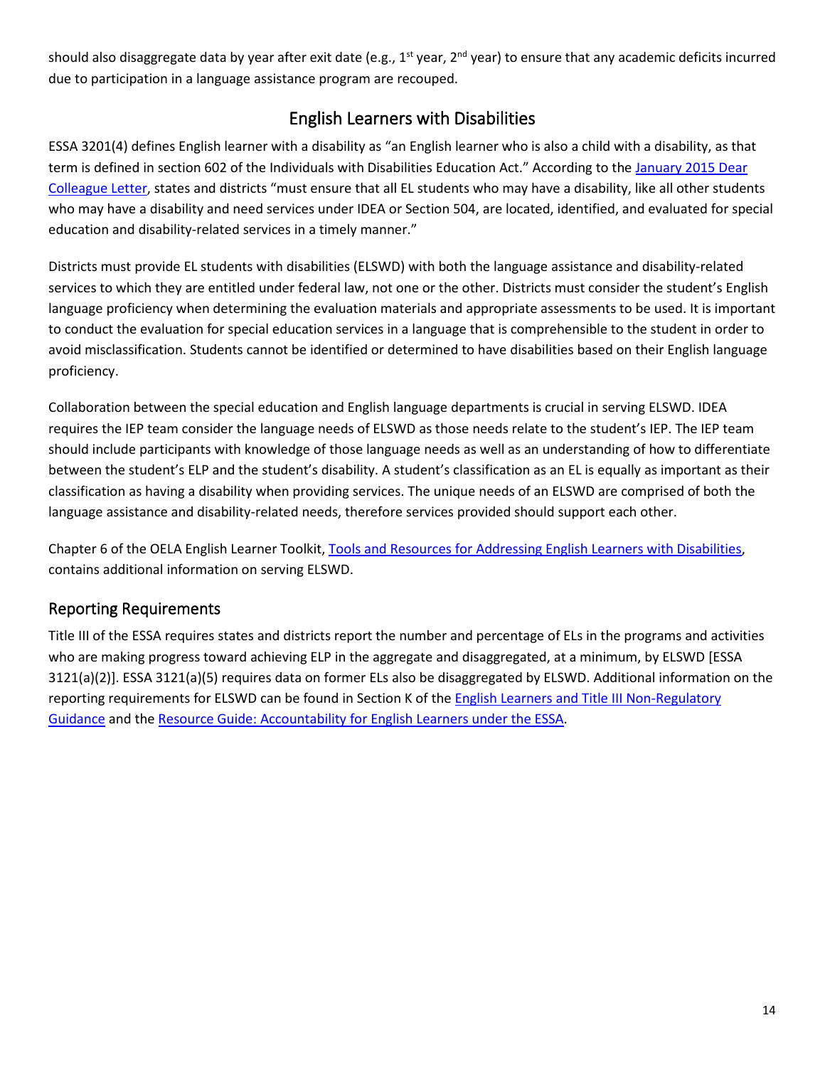should also disaggregate data by year after exit date (e.g., 1st year, 2nd year) to ensure that any academic deficits incurred due to participation in a language assistance program are recouped.

## English Learners with Disabilities

ESSA 3201(4) defines English learner with a disability as "an English learner who is also a child with a disability, as that term is defined in section 602 of the Individuals with Disabilities Education Act." According to the [January 2015 Dear Colleague Letter](), states and districts "must ensure that all EL students who may have a disability, like all other students who may have a disability and need services under IDEA or Section 504, are located, identified, and evaluated for special education and disability-related services in a timely manner."

Districts must provide EL students with disabilities (ELSWD) with both the language assistance and disability-related services to which they are entitled under federal law, not one or the other. Districts must consider the student's English language proficiency when determining the evaluation materials and appropriate assessments to be used. It is important to conduct the evaluation for special education services in a language that is comprehensible to the student in order to avoid misclassification. Students cannot be identified or determined to have disabilities based on their English language proficiency.

Collaboration between the special education and English language departments is crucial in serving ELSWD. IDEA requires the IEP team consider the language needs of ELSWD as those needs relate to the student's IEP. The IEP team should include participants with knowledge of those language needs as well as an understanding of how to differentiate between the student's ELP and the student's disability. A student's classification as an EL is equally as important as their classification as having a disability when providing services. The unique needs of an ELSWD are comprised of both the language assistance and disability-related needs, therefore services provided should support each other.

Chapter 6 of the OELA English Learner Toolkit, [Tools and Resources for Addressing English Learners with Disabilities](), contains additional information on serving ELSWD.

### Reporting Requirements

Title III of the ESSA requires states and districts report the number and percentage of ELs in the programs and activities who are making progress toward achieving ELP in the aggregate and disaggregated, at a minimum, by ELSWD [ESSA 3121(a)(2)]. ESSA 3121(a)(5) requires data on former ELs also be disaggregated by ELSWD. Additional information on the reporting requirements for ELSWD can be found in Section K of the [English Learners and Title III Non-Regulatory Guidance]() and the [Resource Guide: Accountability for English Learners under the ESSA]().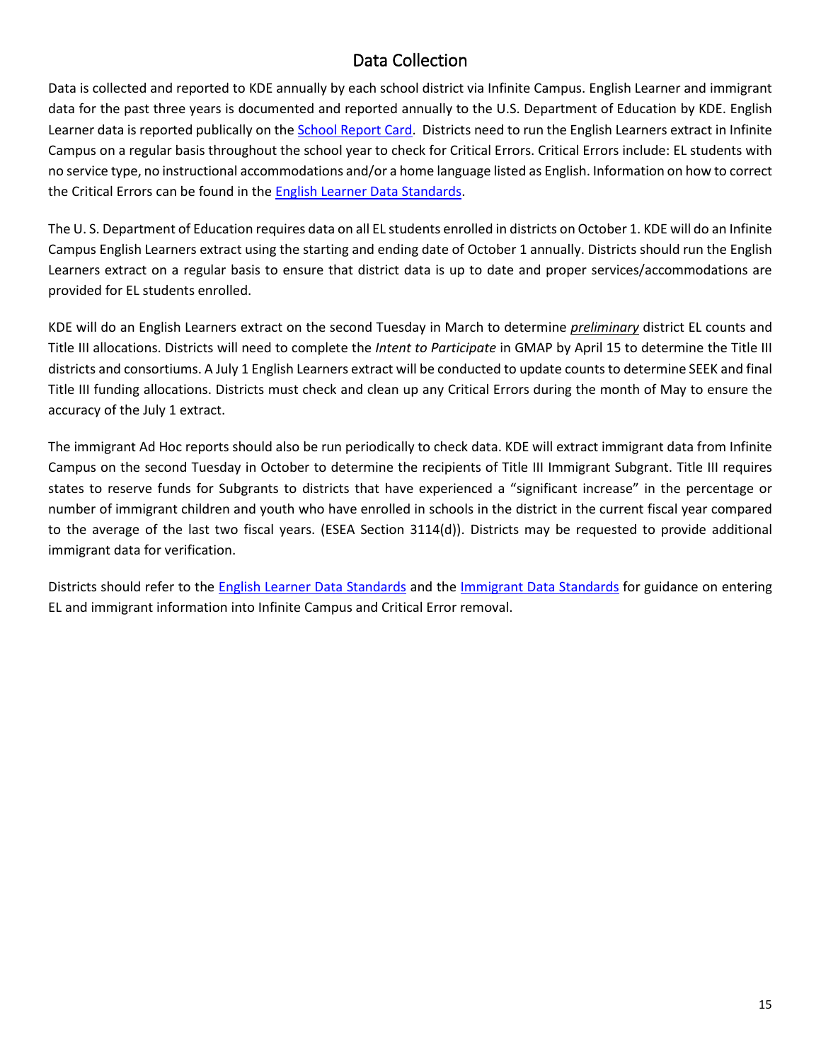## Data Collection

Data is collected and reported to KDE annually by each school district via Infinite Campus. English Learner and immigrant data for the past three years is documented and reported annually to the U.S. Department of Education by KDE. English Learner data is reported publically on the School Report Card. Districts need to run the English Learners extract in Infinite Campus on a regular basis throughout the school year to check for Critical Errors. Critical Errors include: EL students with no service type, no instructional accommodations and/or a home language listed as English. Information on how to correct the Critical Errors can be found in the English Learner Data Standards.

The U. S. Department of Education requires data on all EL students enrolled in districts on October 1. KDE will do an Infinite Campus English Learners extract using the starting and ending date of October 1 annually. Districts should run the English Learners extract on a regular basis to ensure that district data is up to date and proper services/accommodations are provided for EL students enrolled.

KDE will do an English Learners extract on the second Tuesday in March to determine ***preliminary*** district EL counts and Title III allocations. Districts will need to complete the *Intent to Participate* in GMAP by April 15 to determine the Title III districts and consortiums. A July 1 English Learners extract will be conducted to update counts to determine SEEK and final Title III funding allocations. Districts must check and clean up any Critical Errors during the month of May to ensure the accuracy of the July 1 extract.

The immigrant Ad Hoc reports should also be run periodically to check data. KDE will extract immigrant data from Infinite Campus on the second Tuesday in October to determine the recipients of Title III Immigrant Subgrant. Title III requires states to reserve funds for Subgrants to districts that have experienced a “significant increase” in the percentage or number of immigrant children and youth who have enrolled in schools in the district in the current fiscal year compared to the average of the last two fiscal years. (ESEA Section 3114(d)). Districts may be requested to provide additional immigrant data for verification.

Districts should refer to the English Learner Data Standards and the Immigrant Data Standards for guidance on entering EL and immigrant information into Infinite Campus and Critical Error removal.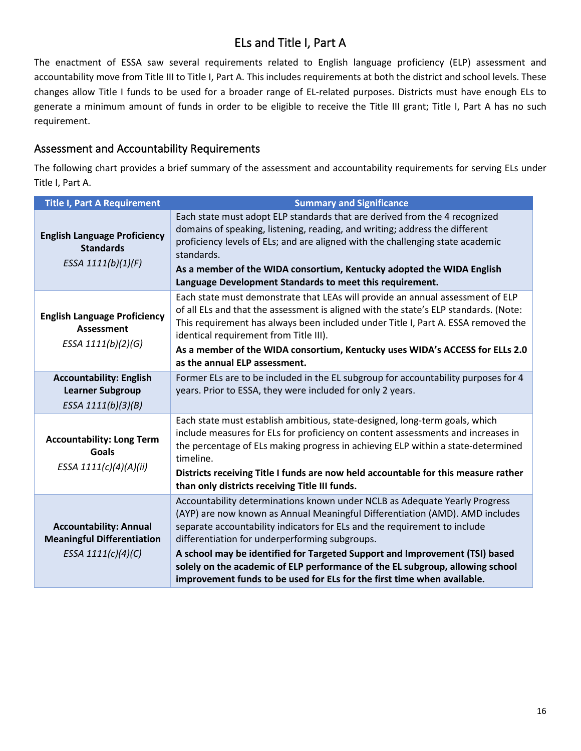# ELs and Title I, Part A

The enactment of ESSA saw several requirements related to English language proficiency (ELP) assessment and accountability move from Title III to Title I, Part A. This includes requirements at both the district and school levels. These changes allow Title I funds to be used for a broader range of EL-related purposes. Districts must have enough ELs to generate a minimum amount of funds in order to be eligible to receive the Title III grant; Title I, Part A has no such requirement.

## Assessment and Accountability Requirements

The following chart provides a brief summary of the assessment and accountability requirements for serving ELs under Title I, Part A.

| Title I, Part A Requirement | Summary and Significance |
|---|---|
| **English Language Proficiency Standards**<br>*ESSA 1111(b)(1)(F)* | Each state must adopt ELP standards that are derived from the 4 recognized domains of speaking, listening, reading, and writing; address the different proficiency levels of ELs; and are aligned with the challenging state academic standards.<br>**As a member of the WIDA consortium, Kentucky adopted the WIDA English Language Development Standards to meet this requirement.** |
| **English Language Proficiency Assessment**<br>*ESSA 1111(b)(2)(G)* | Each state must demonstrate that LEAs will provide an annual assessment of ELP of all ELs and that the assessment is aligned with the state's ELP standards. (Note: This requirement has always been included under Title I, Part A. ESSA removed the identical requirement from Title III).<br>**As a member of the WIDA consortium, Kentucky uses WIDA's ACCESS for ELLs 2.0 as the annual ELP assessment.** |
| **Accountability: English Learner Subgroup**<br>*ESSA 1111(b)(3)(B)* | Former ELs are to be included in the EL subgroup for accountability purposes for 4 years. Prior to ESSA, they were included for only 2 years. |
| **Accountability: Long Term Goals**<br>*ESSA 1111(c)(4)(A)(ii)* | Each state must establish ambitious, state-designed, long-term goals, which include measures for ELs for proficiency on content assessments and increases in the percentage of ELs making progress in achieving ELP within a state-determined timeline.<br>**Districts receiving Title I funds are now held accountable for this measure rather than only districts receiving Title III funds.** |
| **Accountability: Annual Meaningful Differentiation**<br>*ESSA 1111(c)(4)(C)* | Accountability determinations known under NCLB as Adequate Yearly Progress (AYP) are now known as Annual Meaningful Differentiation (AMD). AMD includes separate accountability indicators for ELs and the requirement to include differentiation for underperforming subgroups.<br>**A school may be identified for Targeted Support and Improvement (TSI) based solely on the academic of ELP performance of the EL subgroup, allowing school improvement funds to be used for ELs for the first time when available.** |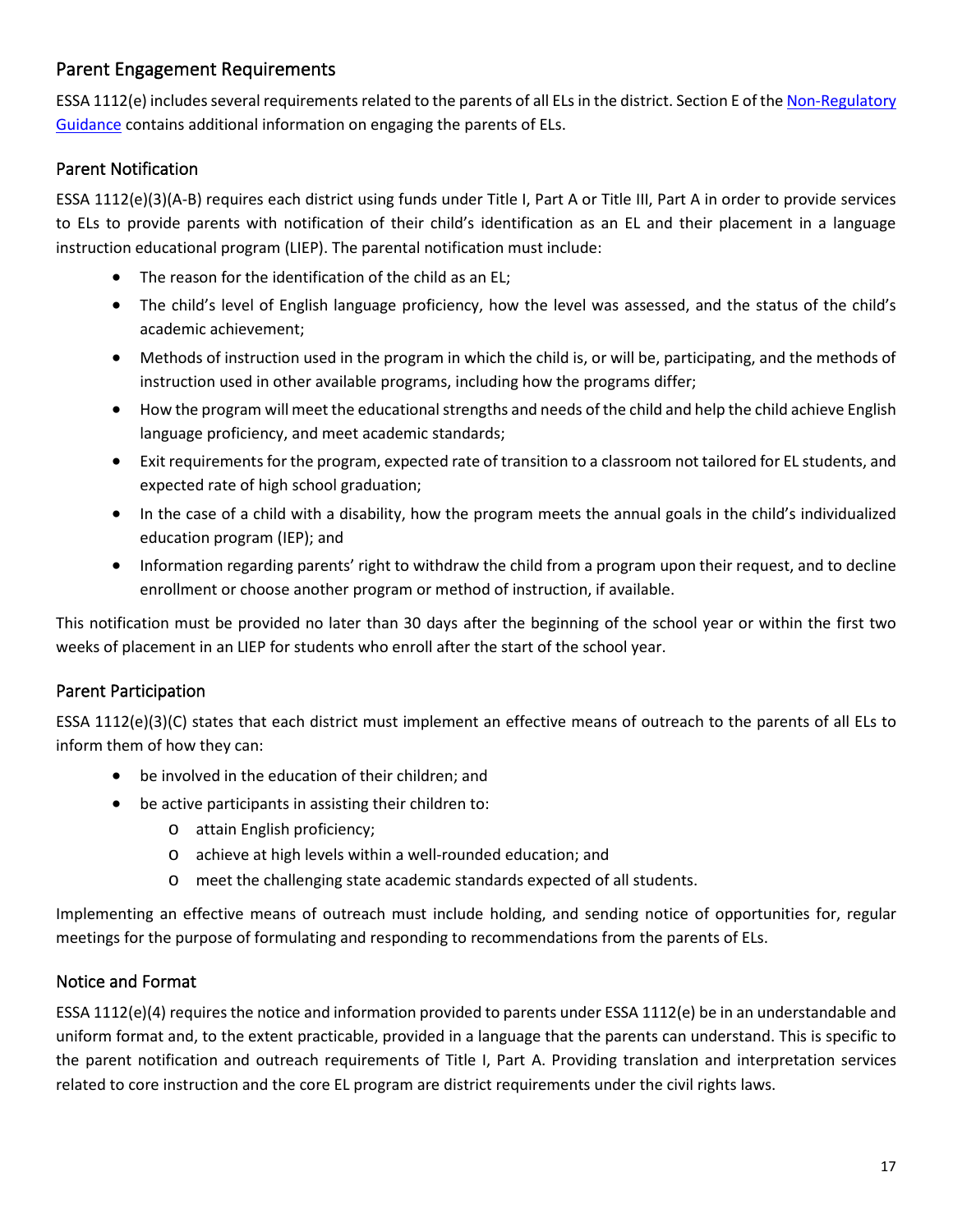## Parent Engagement Requirements

ESSA 1112(e) includes several requirements related to the parents of all ELs in the district. Section E of the [Non-Regulatory Guidance](#) contains additional information on engaging the parents of ELs.

### Parent Notification

ESSA 1112(e)(3)(A-B) requires each district using funds under Title I, Part A or Title III, Part A in order to provide services to ELs to provide parents with notification of their child's identification as an EL and their placement in a language instruction educational program (LIEP). The parental notification must include:

- The reason for the identification of the child as an EL;
- The child's level of English language proficiency, how the level was assessed, and the status of the child's academic achievement;
- Methods of instruction used in the program in which the child is, or will be, participating, and the methods of instruction used in other available programs, including how the programs differ;
- How the program will meet the educational strengths and needs of the child and help the child achieve English language proficiency, and meet academic standards;
- Exit requirements for the program, expected rate of transition to a classroom not tailored for EL students, and expected rate of high school graduation;
- In the case of a child with a disability, how the program meets the annual goals in the child's individualized education program (IEP); and
- Information regarding parents' right to withdraw the child from a program upon their request, and to decline enrollment or choose another program or method of instruction, if available.

This notification must be provided no later than 30 days after the beginning of the school year or within the first two weeks of placement in an LIEP for students who enroll after the start of the school year.

### Parent Participation

ESSA 1112(e)(3)(C) states that each district must implement an effective means of outreach to the parents of all ELs to inform them of how they can:

- be involved in the education of their children; and
- be active participants in assisting their children to:
  - attain English proficiency;
  - achieve at high levels within a well-rounded education; and
  - meet the challenging state academic standards expected of all students.

Implementing an effective means of outreach must include holding, and sending notice of opportunities for, regular meetings for the purpose of formulating and responding to recommendations from the parents of ELs.

### Notice and Format

ESSA 1112(e)(4) requires the notice and information provided to parents under ESSA 1112(e) be in an understandable and uniform format and, to the extent practicable, provided in a language that the parents can understand. This is specific to the parent notification and outreach requirements of Title I, Part A. Providing translation and interpretation services related to core instruction and the core EL program are district requirements under the civil rights laws.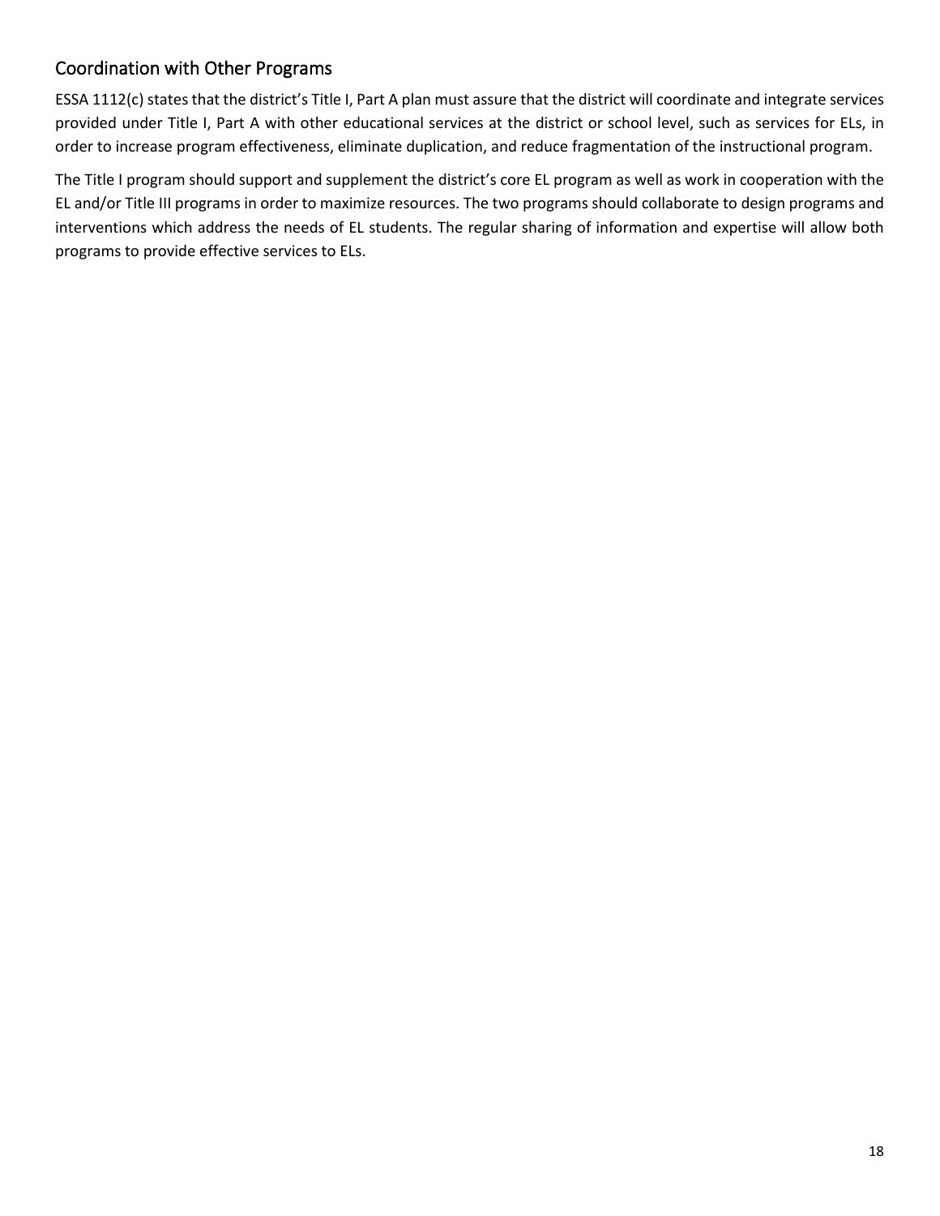## Coordination with Other Programs

ESSA 1112(c) states that the district's Title I, Part A plan must assure that the district will coordinate and integrate services provided under Title I, Part A with other educational services at the district or school level, such as services for ELs, in order to increase program effectiveness, eliminate duplication, and reduce fragmentation of the instructional program.

The Title I program should support and supplement the district's core EL program as well as work in cooperation with the EL and/or Title III programs in order to maximize resources. The two programs should collaborate to design programs and interventions which address the needs of EL students. The regular sharing of information and expertise will allow both programs to provide effective services to ELs.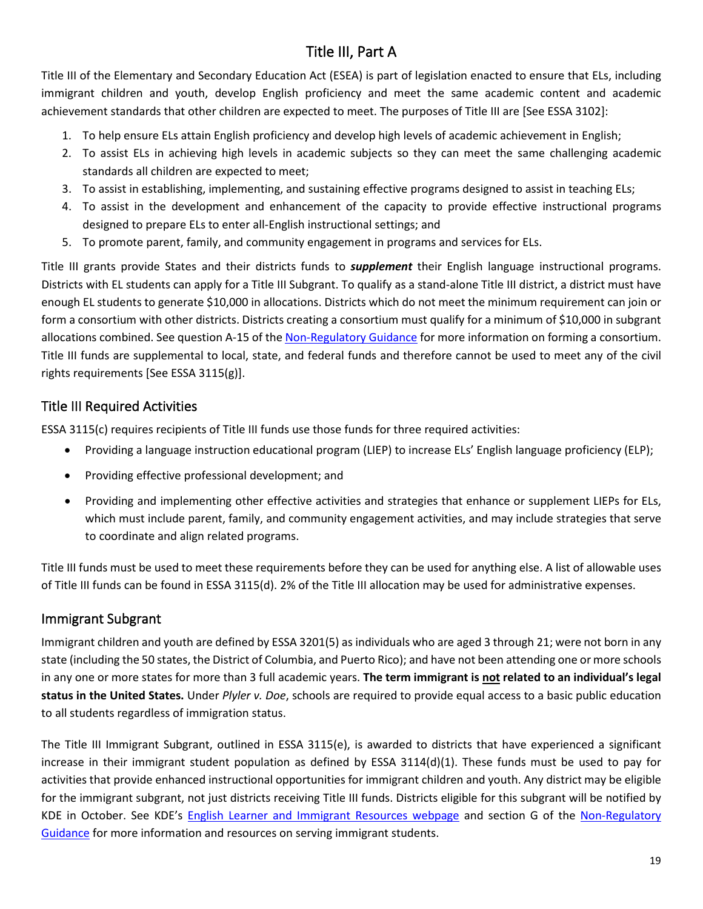# Title III, Part A

Title III of the Elementary and Secondary Education Act (ESEA) is part of legislation enacted to ensure that ELs, including immigrant children and youth, develop English proficiency and meet the same academic content and academic achievement standards that other children are expected to meet. The purposes of Title III are [See ESSA 3102]:

1. To help ensure ELs attain English proficiency and develop high levels of academic achievement in English;
2. To assist ELs in achieving high levels in academic subjects so they can meet the same challenging academic standards all children are expected to meet;
3. To assist in establishing, implementing, and sustaining effective programs designed to assist in teaching ELs;
4. To assist in the development and enhancement of the capacity to provide effective instructional programs designed to prepare ELs to enter all-English instructional settings; and
5. To promote parent, family, and community engagement in programs and services for ELs.

Title III grants provide States and their districts funds to ***supplement*** their English language instructional programs. Districts with EL students can apply for a Title III Subgrant. To qualify as a stand-alone Title III district, a district must have enough EL students to generate $10,000 in allocations. Districts which do not meet the minimum requirement can join or form a consortium with other districts. Districts creating a consortium must qualify for a minimum of $10,000 in subgrant allocations combined. See question A-15 of the Non-Regulatory Guidance for more information on forming a consortium. Title III funds are supplemental to local, state, and federal funds and therefore cannot be used to meet any of the civil rights requirements [See ESSA 3115(g)].

## Title III Required Activities

ESSA 3115(c) requires recipients of Title III funds use those funds for three required activities:

- Providing a language instruction educational program (LIEP) to increase ELs' English language proficiency (ELP);
- Providing effective professional development; and
- Providing and implementing other effective activities and strategies that enhance or supplement LIEPs for ELs, which must include parent, family, and community engagement activities, and may include strategies that serve to coordinate and align related programs.

Title III funds must be used to meet these requirements before they can be used for anything else. A list of allowable uses of Title III funds can be found in ESSA 3115(d). 2% of the Title III allocation may be used for administrative expenses.

## Immigrant Subgrant

Immigrant children and youth are defined by ESSA 3201(5) as individuals who are aged 3 through 21; were not born in any state (including the 50 states, the District of Columbia, and Puerto Rico); and have not been attending one or more schools in any one or more states for more than 3 full academic years. **The term immigrant is <u>not</u> related to an individual's legal status in the United States.** Under *Plyler v. Doe*, schools are required to provide equal access to a basic public education to all students regardless of immigration status.

The Title III Immigrant Subgrant, outlined in ESSA 3115(e), is awarded to districts that have experienced a significant increase in their immigrant student population as defined by ESSA 3114(d)(1). These funds must be used to pay for activities that provide enhanced instructional opportunities for immigrant children and youth. Any district may be eligible for the immigrant subgrant, not just districts receiving Title III funds. Districts eligible for this subgrant will be notified by KDE in October. See KDE's English Learner and Immigrant Resources webpage and section G of the Non-Regulatory Guidance for more information and resources on serving immigrant students.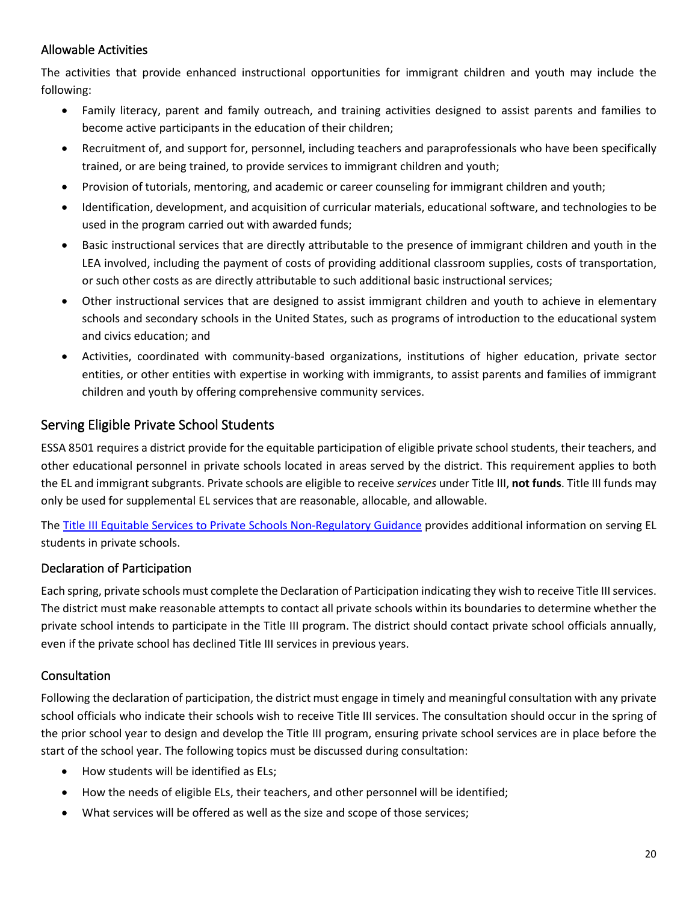### Allowable Activities

The activities that provide enhanced instructional opportunities for immigrant children and youth may include the following:

- Family literacy, parent and family outreach, and training activities designed to assist parents and families to become active participants in the education of their children;
- Recruitment of, and support for, personnel, including teachers and paraprofessionals who have been specifically trained, or are being trained, to provide services to immigrant children and youth;
- Provision of tutorials, mentoring, and academic or career counseling for immigrant children and youth;
- Identification, development, and acquisition of curricular materials, educational software, and technologies to be used in the program carried out with awarded funds;
- Basic instructional services that are directly attributable to the presence of immigrant children and youth in the LEA involved, including the payment of costs of providing additional classroom supplies, costs of transportation, or such other costs as are directly attributable to such additional basic instructional services;
- Other instructional services that are designed to assist immigrant children and youth to achieve in elementary schools and secondary schools in the United States, such as programs of introduction to the educational system and civics education; and
- Activities, coordinated with community-based organizations, institutions of higher education, private sector entities, or other entities with expertise in working with immigrants, to assist parents and families of immigrant children and youth by offering comprehensive community services.

## Serving Eligible Private School Students

ESSA 8501 requires a district provide for the equitable participation of eligible private school students, their teachers, and other educational personnel in private schools located in areas served by the district. This requirement applies to both the EL and immigrant subgrants. Private schools are eligible to receive *services* under Title III, **not funds**. Title III funds may only be used for supplemental EL services that are reasonable, allocable, and allowable.

The Title III Equitable Services to Private Schools Non-Regulatory Guidance provides additional information on serving EL students in private schools.

### Declaration of Participation

Each spring, private schools must complete the Declaration of Participation indicating they wish to receive Title III services. The district must make reasonable attempts to contact all private schools within its boundaries to determine whether the private school intends to participate in the Title III program. The district should contact private school officials annually, even if the private school has declined Title III services in previous years.

### Consultation

Following the declaration of participation, the district must engage in timely and meaningful consultation with any private school officials who indicate their schools wish to receive Title III services. The consultation should occur in the spring of the prior school year to design and develop the Title III program, ensuring private school services are in place before the start of the school year. The following topics must be discussed during consultation:

- How students will be identified as ELs;
- How the needs of eligible ELs, their teachers, and other personnel will be identified;
- What services will be offered as well as the size and scope of those services;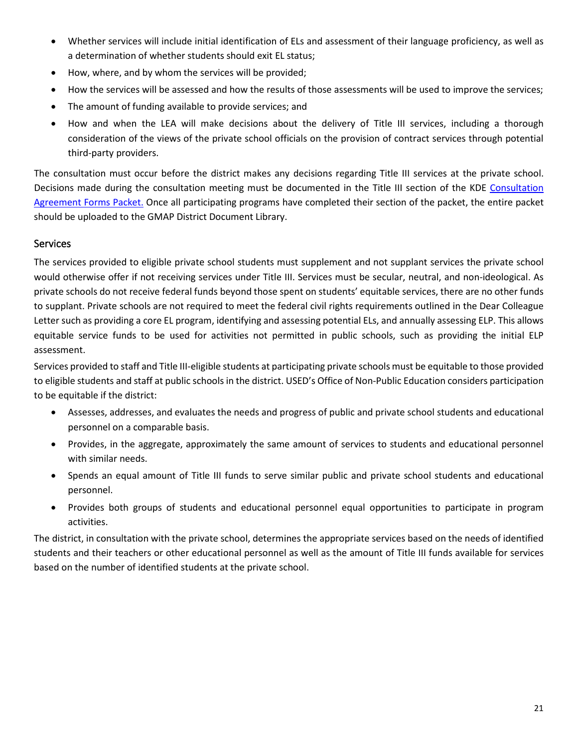- Whether services will include initial identification of ELs and assessment of their language proficiency, as well as a determination of whether students should exit EL status;
- How, where, and by whom the services will be provided;
- How the services will be assessed and how the results of those assessments will be used to improve the services;
- The amount of funding available to provide services; and
- How and when the LEA will make decisions about the delivery of Title III services, including a thorough consideration of the views of the private school officials on the provision of contract services through potential third-party providers.

The consultation must occur before the district makes any decisions regarding Title III services at the private school. Decisions made during the consultation meeting must be documented in the Title III section of the KDE Consultation Agreement Forms Packet. Once all participating programs have completed their section of the packet, the entire packet should be uploaded to the GMAP District Document Library.

## Services

The services provided to eligible private school students must supplement and not supplant services the private school would otherwise offer if not receiving services under Title III. Services must be secular, neutral, and non-ideological. As private schools do not receive federal funds beyond those spent on students' equitable services, there are no other funds to supplant. Private schools are not required to meet the federal civil rights requirements outlined in the Dear Colleague Letter such as providing a core EL program, identifying and assessing potential ELs, and annually assessing ELP. This allows equitable service funds to be used for activities not permitted in public schools, such as providing the initial ELP assessment.

Services provided to staff and Title III-eligible students at participating private schools must be equitable to those provided to eligible students and staff at public schools in the district. USED's Office of Non-Public Education considers participation to be equitable if the district:

- Assesses, addresses, and evaluates the needs and progress of public and private school students and educational personnel on a comparable basis.
- Provides, in the aggregate, approximately the same amount of services to students and educational personnel with similar needs.
- Spends an equal amount of Title III funds to serve similar public and private school students and educational personnel.
- Provides both groups of students and educational personnel equal opportunities to participate in program activities.

The district, in consultation with the private school, determines the appropriate services based on the needs of identified students and their teachers or other educational personnel as well as the amount of Title III funds available for services based on the number of identified students at the private school.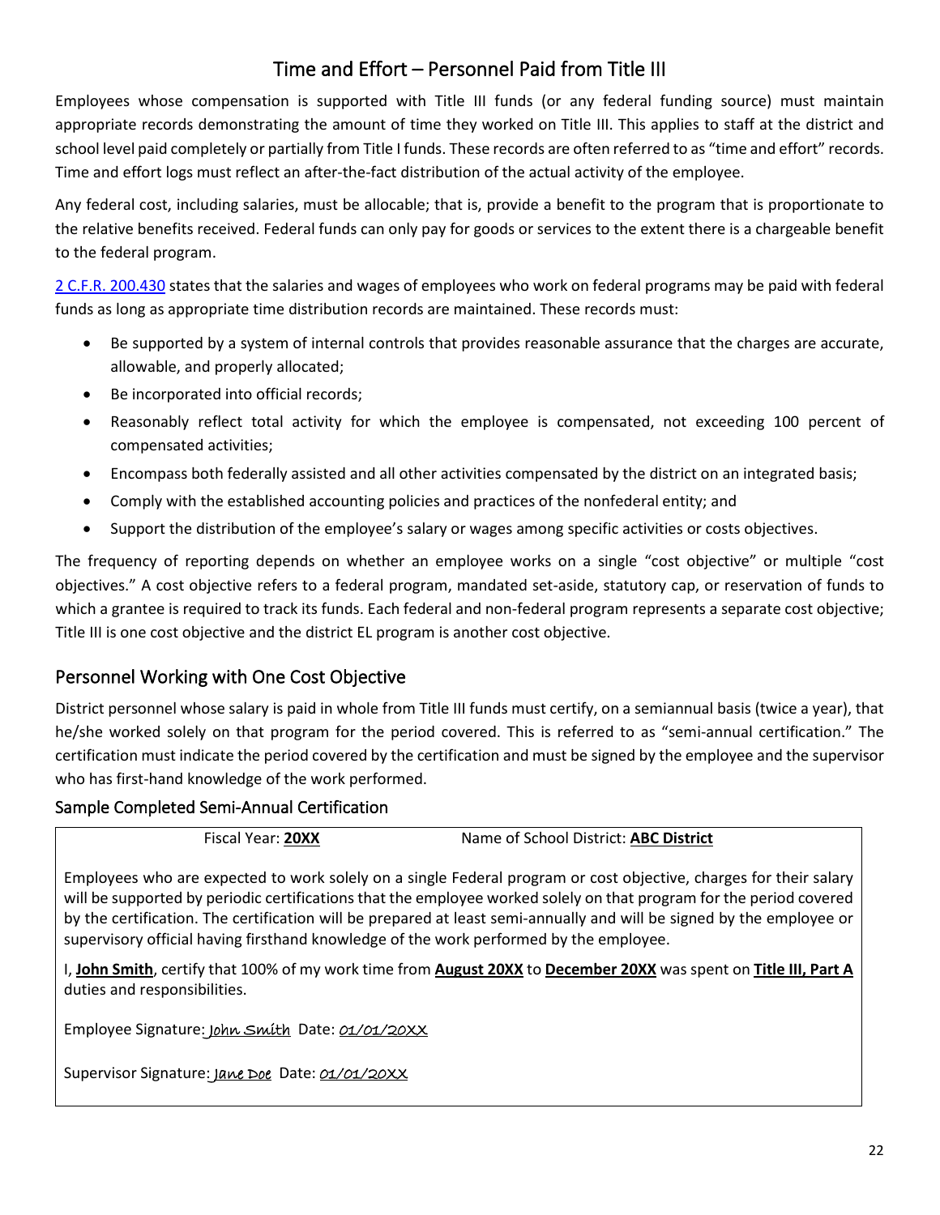# Time and Effort – Personnel Paid from Title III

Employees whose compensation is supported with Title III funds (or any federal funding source) must maintain appropriate records demonstrating the amount of time they worked on Title III. This applies to staff at the district and school level paid completely or partially from Title I funds. These records are often referred to as "time and effort" records. Time and effort logs must reflect an after-the-fact distribution of the actual activity of the employee.

Any federal cost, including salaries, must be allocable; that is, provide a benefit to the program that is proportionate to the relative benefits received. Federal funds can only pay for goods or services to the extent there is a chargeable benefit to the federal program.

2 C.F.R. 200.430 states that the salaries and wages of employees who work on federal programs may be paid with federal funds as long as appropriate time distribution records are maintained. These records must:

- Be supported by a system of internal controls that provides reasonable assurance that the charges are accurate, allowable, and properly allocated;
- Be incorporated into official records;
- Reasonably reflect total activity for which the employee is compensated, not exceeding 100 percent of compensated activities;
- Encompass both federally assisted and all other activities compensated by the district on an integrated basis;
- Comply with the established accounting policies and practices of the nonfederal entity; and
- Support the distribution of the employee's salary or wages among specific activities or costs objectives.

The frequency of reporting depends on whether an employee works on a single "cost objective" or multiple "cost objectives." A cost objective refers to a federal program, mandated set-aside, statutory cap, or reservation of funds to which a grantee is required to track its funds. Each federal and non-federal program represents a separate cost objective; Title III is one cost objective and the district EL program is another cost objective.

## Personnel Working with One Cost Objective

District personnel whose salary is paid in whole from Title III funds must certify, on a semiannual basis (twice a year), that he/she worked solely on that program for the period covered. This is referred to as "semi-annual certification." The certification must indicate the period covered by the certification and must be signed by the employee and the supervisor who has first-hand knowledge of the work performed.

### Sample Completed Semi-Annual Certification

Fiscal Year: **20XX** Name of School District: **ABC District**

Employees who are expected to work solely on a single Federal program or cost objective, charges for their salary will be supported by periodic certifications that the employee worked solely on that program for the period covered by the certification. The certification will be prepared at least semi-annually and will be signed by the employee or supervisory official having firsthand knowledge of the work performed by the employee.

I, **John Smith**, certify that 100% of my work time from **August 20XX** to **December 20XX** was spent on **Title III, Part A** duties and responsibilities.

Employee Signature: *John Smith* Date: *01/01/20XX*

Supervisor Signature: *Jane Doe* Date: *01/01/20XX*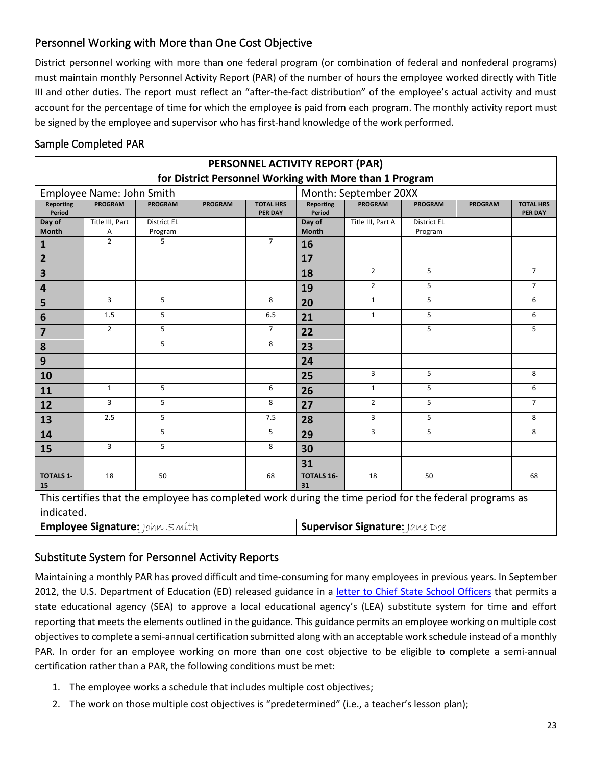## Personnel Working with More than One Cost Objective

District personnel working with more than one federal program (or combination of federal and nonfederal programs) must maintain monthly Personnel Activity Report (PAR) of the number of hours the employee worked directly with Title III and other duties. The report must reflect an "after-the-fact distribution" of the employee's actual activity and must account for the percentage of time for which the employee is paid from each program. The monthly activity report must be signed by the employee and supervisor who has first-hand knowledge of the work performed.

### Sample Completed PAR

| **PERSONNEL ACTIVITY REPORT (PAR) for District Personnel Working with More than 1 Program** | | | | | | | | | |
|---|---|---|---|---|---|---|---|---|---|
| Employee Name: John Smith | | | | | Month: September 20XX | | | | |
| **Reporting Period** | **PROGRAM** | **PROGRAM** | **PROGRAM** | **TOTAL HRS PER DAY** | **Reporting Period** | **PROGRAM** | **PROGRAM** | **PROGRAM** | **TOTAL HRS PER DAY** |
| **Day of Month** | Title III, Part A | District EL Program | | | **Day of Month** | Title III, Part A | District EL Program | | |
| **1** | 2 | 5 | | 7 | **16** | | | | |
| **2** | | | | | **17** | | | | |
| **3** | | | | | **18** | 2 | 5 | | 7 |
| **4** | | | | | **19** | 2 | 5 | | 7 |
| **5** | 3 | 5 | | 8 | **20** | 1 | 5 | | 6 |
| **6** | 1.5 | 5 | | 6.5 | **21** | 1 | 5 | | 6 |
| **7** | 2 | 5 | | 7 | **22** | | 5 | | 5 |
| **8** | | 5 | | 8 | **23** | | | | |
| **9** | | | | | **24** | | | | |
| **10** | | | | | **25** | 3 | 5 | | 8 |
| **11** | 1 | 5 | | 6 | **26** | 1 | 5 | | 6 |
| **12** | 3 | 5 | | 8 | **27** | 2 | 5 | | 7 |
| **13** | 2.5 | 5 | | 7.5 | **28** | 3 | 5 | | 8 |
| **14** | | 5 | | 5 | **29** | 3 | 5 | | 8 |
| **15** | 3 | 5 | | 8 | **30** | | | | |
| | | | | | **31** | | | | |
| **TOTALS 1-15** | 18 | 50 | | 68 | **TOTALS 16-31** | 18 | 50 | | 68 |
| This certifies that the employee has completed work during the time period for the federal programs as indicated. | | | | | | | | | |
| **Employee Signature:** John Smith | | | | | **Supervisor Signature:** Jane Doe | | | | |

## Substitute System for Personnel Activity Reports

Maintaining a monthly PAR has proved difficult and time-consuming for many employees in previous years. In September 2012, the U.S. Department of Education (ED) released guidance in a letter to Chief State School Officers that permits a state educational agency (SEA) to approve a local educational agency's (LEA) substitute system for time and effort reporting that meets the elements outlined in the guidance. This guidance permits an employee working on multiple cost objectives to complete a semi-annual certification submitted along with an acceptable work schedule instead of a monthly PAR. In order for an employee working on more than one cost objective to be eligible to complete a semi-annual certification rather than a PAR, the following conditions must be met:

1. The employee works a schedule that includes multiple cost objectives;
2. The work on those multiple cost objectives is "predetermined" (i.e., a teacher's lesson plan);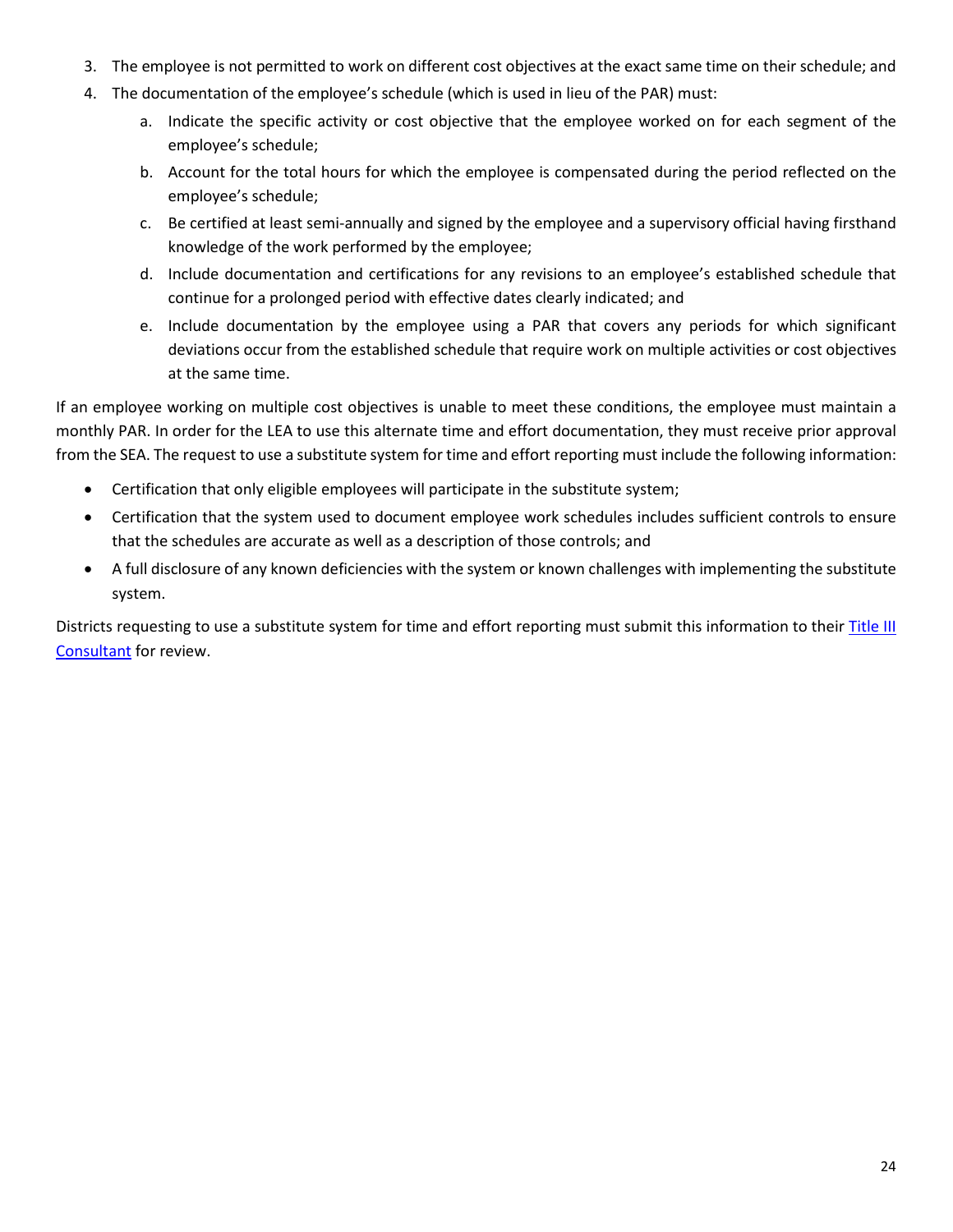3. The employee is not permitted to work on different cost objectives at the exact same time on their schedule; and
4. The documentation of the employee's schedule (which is used in lieu of the PAR) must:
    a. Indicate the specific activity or cost objective that the employee worked on for each segment of the employee's schedule;
    b. Account for the total hours for which the employee is compensated during the period reflected on the employee's schedule;
    c. Be certified at least semi-annually and signed by the employee and a supervisory official having firsthand knowledge of the work performed by the employee;
    d. Include documentation and certifications for any revisions to an employee's established schedule that continue for a prolonged period with effective dates clearly indicated; and
    e. Include documentation by the employee using a PAR that covers any periods for which significant deviations occur from the established schedule that require work on multiple activities or cost objectives at the same time.

If an employee working on multiple cost objectives is unable to meet these conditions, the employee must maintain a monthly PAR. In order for the LEA to use this alternate time and effort documentation, they must receive prior approval from the SEA. The request to use a substitute system for time and effort reporting must include the following information:

- Certification that only eligible employees will participate in the substitute system;
- Certification that the system used to document employee work schedules includes sufficient controls to ensure that the schedules are accurate as well as a description of those controls; and
- A full disclosure of any known deficiencies with the system or known challenges with implementing the substitute system.

Districts requesting to use a substitute system for time and effort reporting must submit this information to their Title III Consultant for review.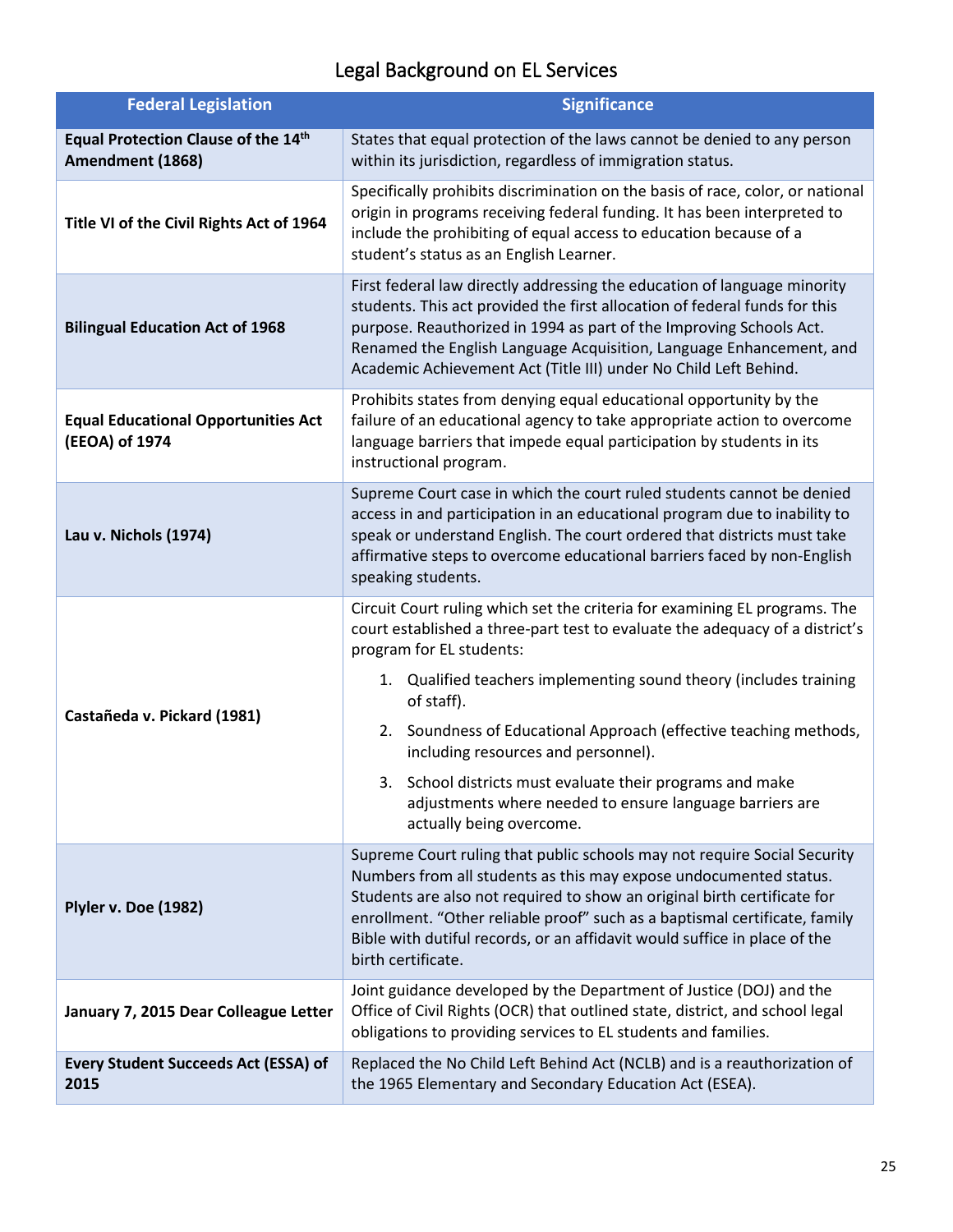# Legal Background on EL Services

| Federal Legislation | Significance |
|---|---|
| **Equal Protection Clause of the 14th Amendment (1868)** | States that equal protection of the laws cannot be denied to any person within its jurisdiction, regardless of immigration status. |
| **Title VI of the Civil Rights Act of 1964** | Specifically prohibits discrimination on the basis of race, color, or national origin in programs receiving federal funding. It has been interpreted to include the prohibiting of equal access to education because of a student's status as an English Learner. |
| **Bilingual Education Act of 1968** | First federal law directly addressing the education of language minority students. This act provided the first allocation of federal funds for this purpose. Reauthorized in 1994 as part of the Improving Schools Act. Renamed the English Language Acquisition, Language Enhancement, and Academic Achievement Act (Title III) under No Child Left Behind. |
| **Equal Educational Opportunities Act (EEOA) of 1974** | Prohibits states from denying equal educational opportunity by the failure of an educational agency to take appropriate action to overcome language barriers that impede equal participation by students in its instructional program. |
| **Lau v. Nichols (1974)** | Supreme Court case in which the court ruled students cannot be denied access in and participation in an educational program due to inability to speak or understand English. The court ordered that districts must take affirmative steps to overcome educational barriers faced by non-English speaking students. |
| **Castañeda v. Pickard (1981)** | Circuit Court ruling which set the criteria for examining EL programs. The court established a three-part test to evaluate the adequacy of a district's program for EL students: 1. Qualified teachers implementing sound theory (includes training of staff). 2. Soundness of Educational Approach (effective teaching methods, including resources and personnel). 3. School districts must evaluate their programs and make adjustments where needed to ensure language barriers are actually being overcome. |
| **Plyler v. Doe (1982)** | Supreme Court ruling that public schools may not require Social Security Numbers from all students as this may expose undocumented status. Students are also not required to show an original birth certificate for enrollment. "Other reliable proof" such as a baptismal certificate, family Bible with dutiful records, or an affidavit would suffice in place of the birth certificate. |
| **January 7, 2015 Dear Colleague Letter** | Joint guidance developed by the Department of Justice (DOJ) and the Office of Civil Rights (OCR) that outlined state, district, and school legal obligations to providing services to EL students and families. |
| **Every Student Succeeds Act (ESSA) of 2015** | Replaced the No Child Left Behind Act (NCLB) and is a reauthorization of the 1965 Elementary and Secondary Education Act (ESEA). |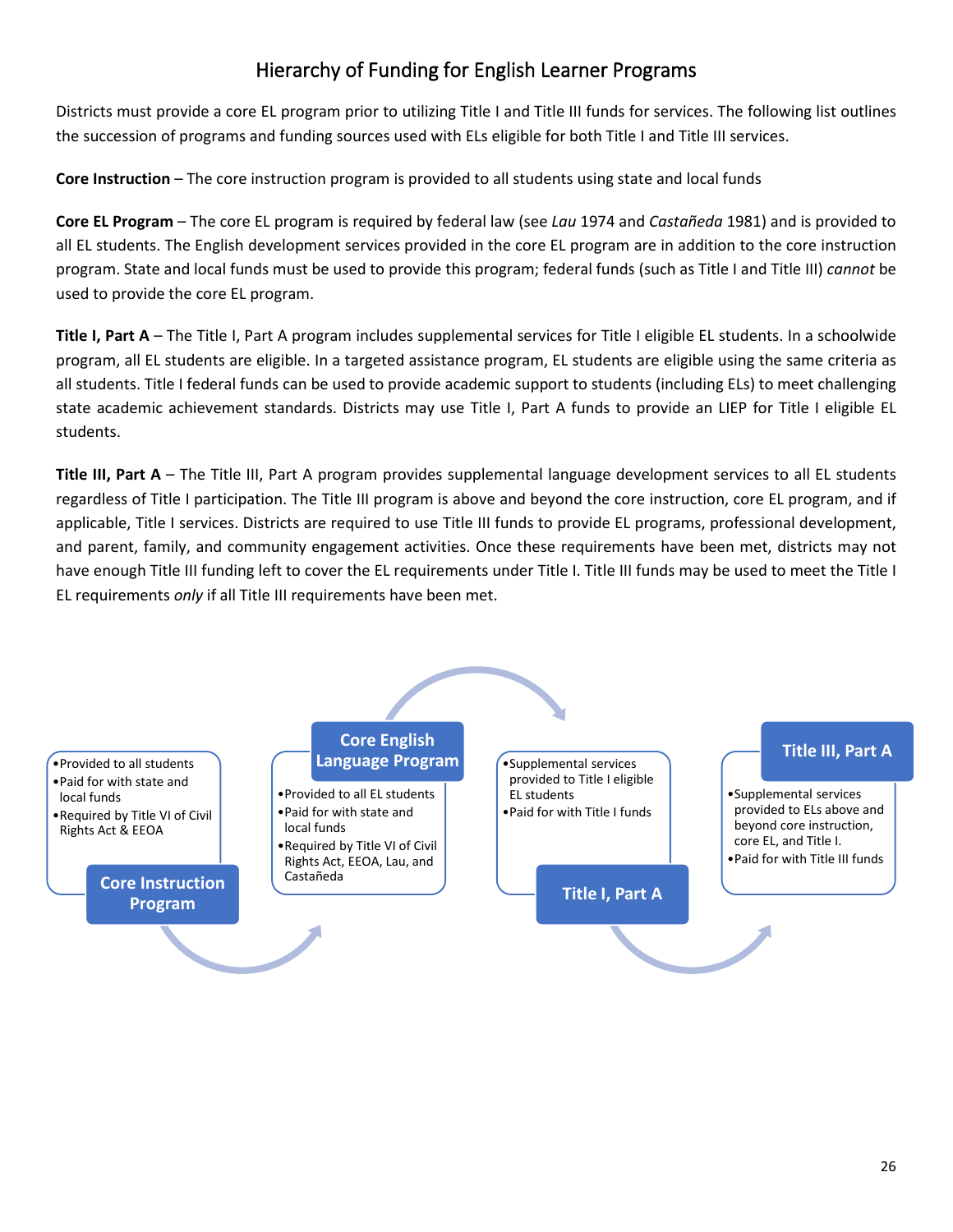# Hierarchy of Funding for English Learner Programs

Districts must provide a core EL program prior to utilizing Title I and Title III funds for services. The following list outlines the succession of programs and funding sources used with ELs eligible for both Title I and Title III services.

**Core Instruction** – The core instruction program is provided to all students using state and local funds

**Core EL Program** – The core EL program is required by federal law (see *Lau* 1974 and *Castañeda* 1981) and is provided to all EL students. The English development services provided in the core EL program are in addition to the core instruction program. State and local funds must be used to provide this program; federal funds (such as Title I and Title III) *cannot* be used to provide the core EL program.

**Title I, Part A** – The Title I, Part A program includes supplemental services for Title I eligible EL students. In a schoolwide program, all EL students are eligible. In a targeted assistance program, EL students are eligible using the same criteria as all students. Title I federal funds can be used to provide academic support to students (including ELs) to meet challenging state academic achievement standards. Districts may use Title I, Part A funds to provide an LIEP for Title I eligible EL students.

**Title III, Part A** – The Title III, Part A program provides supplemental language development services to all EL students regardless of Title I participation. The Title III program is above and beyond the core instruction, core EL program, and if applicable, Title I services. Districts are required to use Title III funds to provide EL programs, professional development, and parent, family, and community engagement activities. Once these requirements have been met, districts may not have enough Title III funding left to cover the EL requirements under Title I. Title III funds may be used to meet the Title I EL requirements *only* if all Title III requirements have been met.

**Core Instruction Program**
- Provided to all students
- Paid for with state and local funds
- Required by Title VI of Civil Rights Act & EEOA

**Core English Language Program**
- Provided to all EL students
- Paid for with state and local funds
- Required by Title VI of Civil Rights Act, EEOA, Lau, and Castañeda

**Title I, Part A**
- Supplemental services provided to Title I eligible EL students
- Paid for with Title I funds

**Title III, Part A**
- Supplemental services provided to ELs above and beyond core instruction, core EL, and Title I.
- Paid for with Title III funds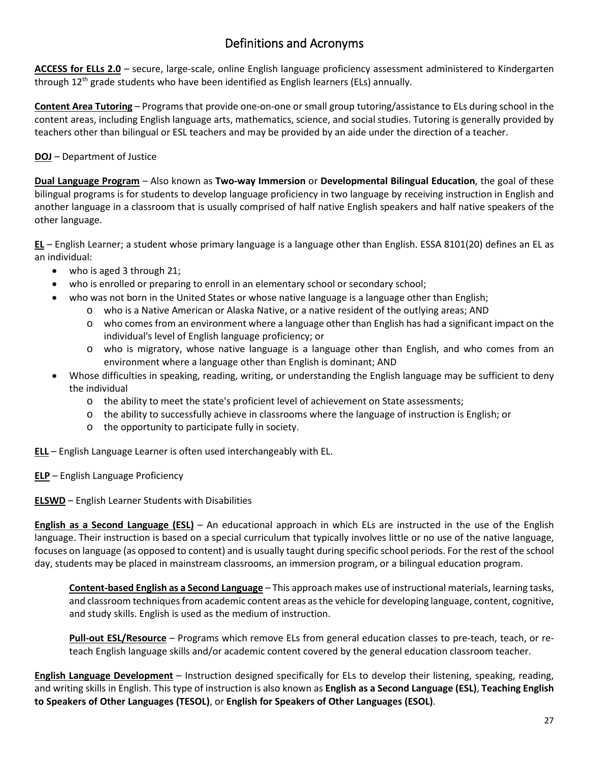# Definitions and Acronyms

**ACCESS for ELLs 2.0** – secure, large-scale, online English language proficiency assessment administered to Kindergarten through 12th grade students who have been identified as English learners (ELs) annually.

**Content Area Tutoring** – Programs that provide one-on-one or small group tutoring/assistance to ELs during school in the content areas, including English language arts, mathematics, science, and social studies. Tutoring is generally provided by teachers other than bilingual or ESL teachers and may be provided by an aide under the direction of a teacher.

**DOJ** – Department of Justice

**Dual Language Program** – Also known as **Two-way Immersion** or **Developmental Bilingual Education**, the goal of these bilingual programs is for students to develop language proficiency in two language by receiving instruction in English and another language in a classroom that is usually comprised of half native English speakers and half native speakers of the other language.

**EL** – English Learner; a student whose primary language is a language other than English. ESSA 8101(20) defines an EL as an individual:

- who is aged 3 through 21;
- who is enrolled or preparing to enroll in an elementary school or secondary school;
- who was not born in the United States or whose native language is a language other than English;
  - who is a Native American or Alaska Native, or a native resident of the outlying areas; AND
  - who comes from an environment where a language other than English has had a significant impact on the individual's level of English language proficiency; or
  - who is migratory, whose native language is a language other than English, and who comes from an environment where a language other than English is dominant; AND
- Whose difficulties in speaking, reading, writing, or understanding the English language may be sufficient to deny the individual
  - the ability to meet the state's proficient level of achievement on State assessments;
  - the ability to successfully achieve in classrooms where the language of instruction is English; or
  - the opportunity to participate fully in society.

**ELL** – English Language Learner is often used interchangeably with EL.

**ELP** – English Language Proficiency

**ELSWD** – English Learner Students with Disabilities

**English as a Second Language (ESL)** – An educational approach in which ELs are instructed in the use of the English language. Their instruction is based on a special curriculum that typically involves little or no use of the native language, focuses on language (as opposed to content) and is usually taught during specific school periods. For the rest of the school day, students may be placed in mainstream classrooms, an immersion program, or a bilingual education program.

> **Content-based English as a Second Language** – This approach makes use of instructional materials, learning tasks, and classroom techniques from academic content areas as the vehicle for developing language, content, cognitive, and study skills. English is used as the medium of instruction.
>
> **Pull-out ESL/Resource** – Programs which remove ELs from general education classes to pre-teach, teach, or re-teach English language skills and/or academic content covered by the general education classroom teacher.

**English Language Development** – Instruction designed specifically for ELs to develop their listening, speaking, reading, and writing skills in English. This type of instruction is also known as **English as a Second Language (ESL)**, **Teaching English to Speakers of Other Languages (TESOL)**, or **English for Speakers of Other Languages (ESOL)**.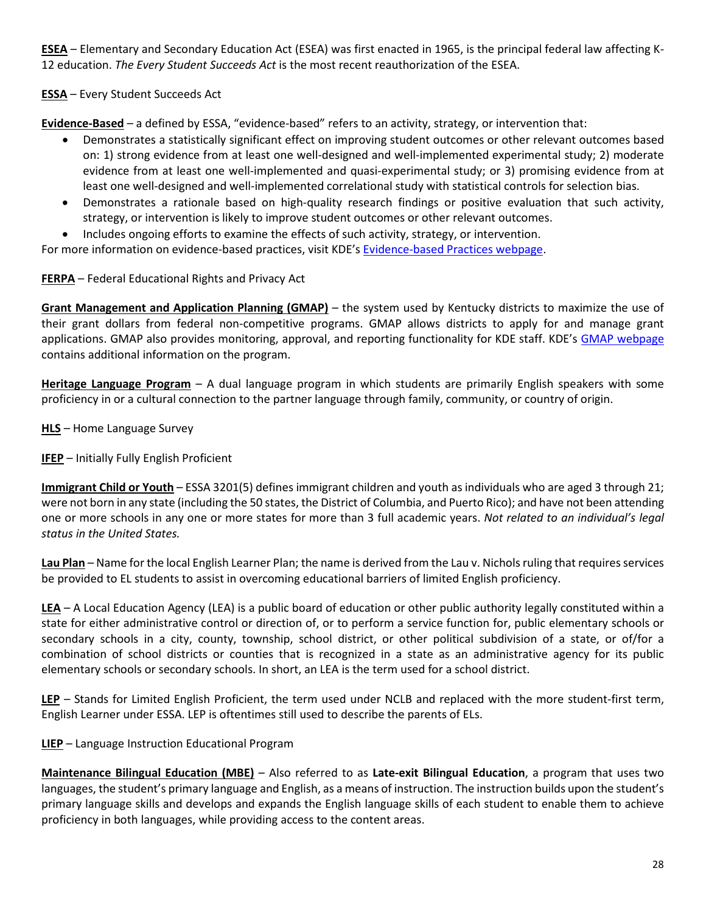**ESEA** – Elementary and Secondary Education Act (ESEA) was first enacted in 1965, is the principal federal law affecting K-12 education. *The Every Student Succeeds Act* is the most recent reauthorization of the ESEA.

**ESSA** – Every Student Succeeds Act

**Evidence-Based** – a defined by ESSA, "evidence-based" refers to an activity, strategy, or intervention that:

- Demonstrates a statistically significant effect on improving student outcomes or other relevant outcomes based on: 1) strong evidence from at least one well-designed and well-implemented experimental study; 2) moderate evidence from at least one well-implemented and quasi-experimental study; or 3) promising evidence from at least one well-designed and well-implemented correlational study with statistical controls for selection bias.
- Demonstrates a rationale based on high-quality research findings or positive evaluation that such activity, strategy, or intervention is likely to improve student outcomes or other relevant outcomes.
- Includes ongoing efforts to examine the effects of such activity, strategy, or intervention.

For more information on evidence-based practices, visit KDE's Evidence-based Practices webpage.

**FERPA** – Federal Educational Rights and Privacy Act

**Grant Management and Application Planning (GMAP)** – the system used by Kentucky districts to maximize the use of their grant dollars from federal non-competitive programs. GMAP allows districts to apply for and manage grant applications. GMAP also provides monitoring, approval, and reporting functionality for KDE staff. KDE's GMAP webpage contains additional information on the program.

**Heritage Language Program** – A dual language program in which students are primarily English speakers with some proficiency in or a cultural connection to the partner language through family, community, or country of origin.

**HLS** – Home Language Survey

**IFEP** – Initially Fully English Proficient

**Immigrant Child or Youth** – ESSA 3201(5) defines immigrant children and youth as individuals who are aged 3 through 21; were not born in any state (including the 50 states, the District of Columbia, and Puerto Rico); and have not been attending one or more schools in any one or more states for more than 3 full academic years. *Not related to an individual's legal status in the United States.*

**Lau Plan** – Name for the local English Learner Plan; the name is derived from the Lau v. Nichols ruling that requires services be provided to EL students to assist in overcoming educational barriers of limited English proficiency.

**LEA** – A Local Education Agency (LEA) is a public board of education or other public authority legally constituted within a state for either administrative control or direction of, or to perform a service function for, public elementary schools or secondary schools in a city, county, township, school district, or other political subdivision of a state, or of/for a combination of school districts or counties that is recognized in a state as an administrative agency for its public elementary schools or secondary schools. In short, an LEA is the term used for a school district.

**LEP** – Stands for Limited English Proficient, the term used under NCLB and replaced with the more student-first term, English Learner under ESSA. LEP is oftentimes still used to describe the parents of ELs.

**LIEP** – Language Instruction Educational Program

**Maintenance Bilingual Education (MBE)** – Also referred to as **Late-exit Bilingual Education**, a program that uses two languages, the student's primary language and English, as a means of instruction. The instruction builds upon the student's primary language skills and develops and expands the English language skills of each student to enable them to achieve proficiency in both languages, while providing access to the content areas.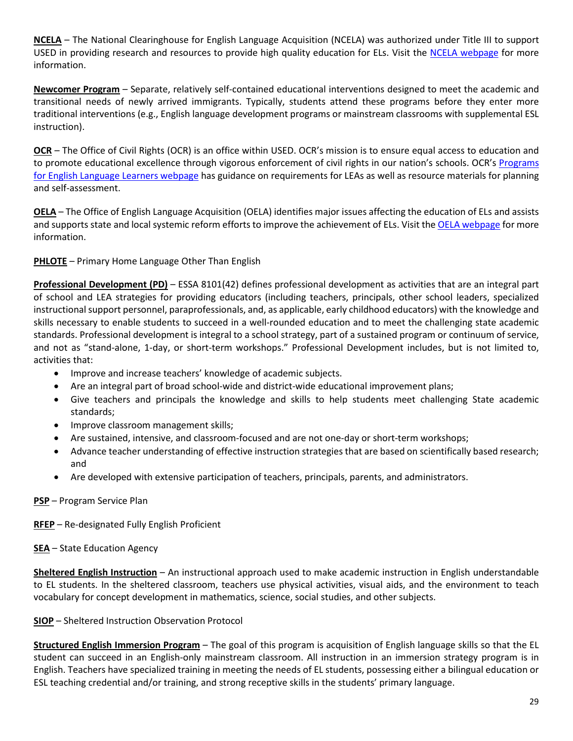**NCELA** – The National Clearinghouse for English Language Acquisition (NCELA) was authorized under Title III to support USED in providing research and resources to provide high quality education for ELs. Visit the NCELA webpage for more information.

**Newcomer Program** – Separate, relatively self-contained educational interventions designed to meet the academic and transitional needs of newly arrived immigrants. Typically, students attend these programs before they enter more traditional interventions (e.g., English language development programs or mainstream classrooms with supplemental ESL instruction).

**OCR** – The Office of Civil Rights (OCR) is an office within USED. OCR's mission is to ensure equal access to education and to promote educational excellence through vigorous enforcement of civil rights in our nation's schools. OCR's Programs for English Language Learners webpage has guidance on requirements for LEAs as well as resource materials for planning and self-assessment.

**OELA** – The Office of English Language Acquisition (OELA) identifies major issues affecting the education of ELs and assists and supports state and local systemic reform efforts to improve the achievement of ELs. Visit the OELA webpage for more information.

**PHLOTE** – Primary Home Language Other Than English

**Professional Development (PD)** – ESSA 8101(42) defines professional development as activities that are an integral part of school and LEA strategies for providing educators (including teachers, principals, other school leaders, specialized instructional support personnel, paraprofessionals, and, as applicable, early childhood educators) with the knowledge and skills necessary to enable students to succeed in a well-rounded education and to meet the challenging state academic standards. Professional development is integral to a school strategy, part of a sustained program or continuum of service, and not as "stand-alone, 1-day, or short-term workshops." Professional Development includes, but is not limited to, activities that:

- Improve and increase teachers' knowledge of academic subjects.
- Are an integral part of broad school-wide and district-wide educational improvement plans;
- Give teachers and principals the knowledge and skills to help students meet challenging State academic standards;
- Improve classroom management skills;
- Are sustained, intensive, and classroom-focused and are not one-day or short-term workshops;
- Advance teacher understanding of effective instruction strategies that are based on scientifically based research; and
- Are developed with extensive participation of teachers, principals, parents, and administrators.

**PSP** – Program Service Plan

**RFEP** – Re-designated Fully English Proficient

**SEA** – State Education Agency

**Sheltered English Instruction** – An instructional approach used to make academic instruction in English understandable to EL students. In the sheltered classroom, teachers use physical activities, visual aids, and the environment to teach vocabulary for concept development in mathematics, science, social studies, and other subjects.

**SIOP** – Sheltered Instruction Observation Protocol

**Structured English Immersion Program** – The goal of this program is acquisition of English language skills so that the EL student can succeed in an English-only mainstream classroom. All instruction in an immersion strategy program is in English. Teachers have specialized training in meeting the needs of EL students, possessing either a bilingual education or ESL teaching credential and/or training, and strong receptive skills in the students' primary language.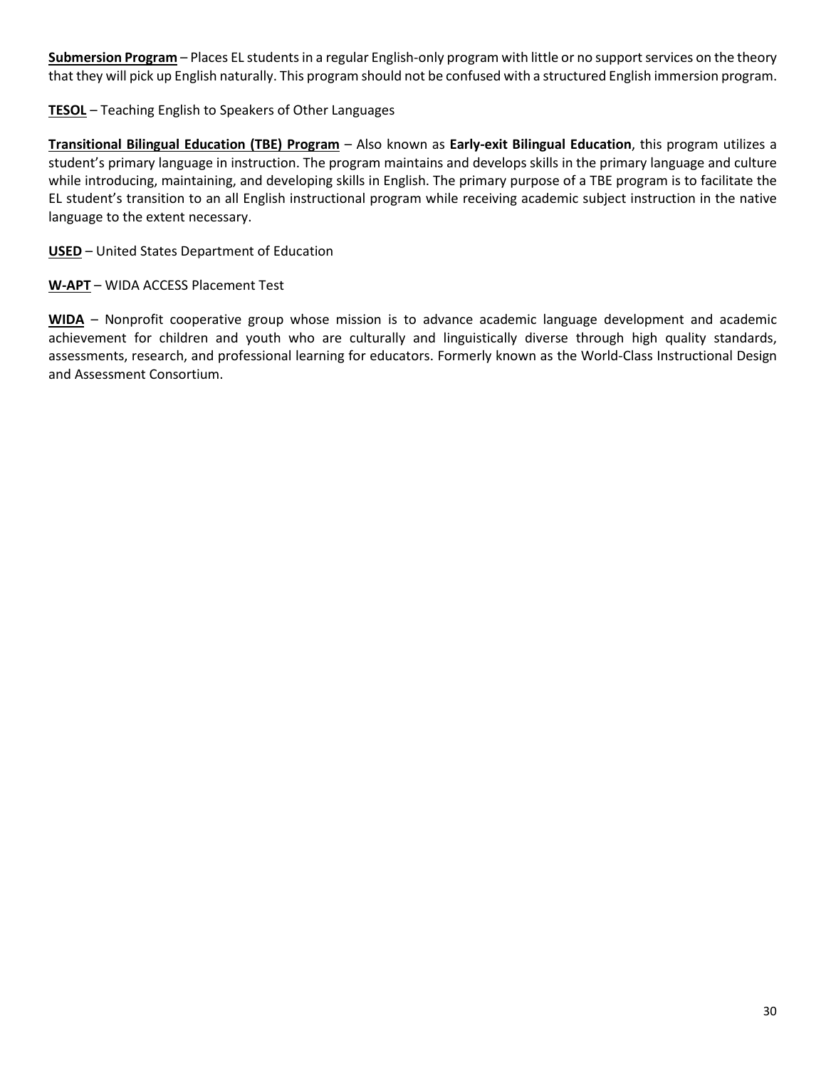**Submersion Program** – Places EL students in a regular English-only program with little or no support services on the theory that they will pick up English naturally. This program should not be confused with a structured English immersion program.

**TESOL** – Teaching English to Speakers of Other Languages

**Transitional Bilingual Education (TBE) Program** – Also known as **Early-exit Bilingual Education**, this program utilizes a student's primary language in instruction. The program maintains and develops skills in the primary language and culture while introducing, maintaining, and developing skills in English. The primary purpose of a TBE program is to facilitate the EL student's transition to an all English instructional program while receiving academic subject instruction in the native language to the extent necessary.

**USED** – United States Department of Education

**W-APT** – WIDA ACCESS Placement Test

**WIDA** – Nonprofit cooperative group whose mission is to advance academic language development and academic achievement for children and youth who are culturally and linguistically diverse through high quality standards, assessments, research, and professional learning for educators. Formerly known as the World-Class Instructional Design and Assessment Consortium.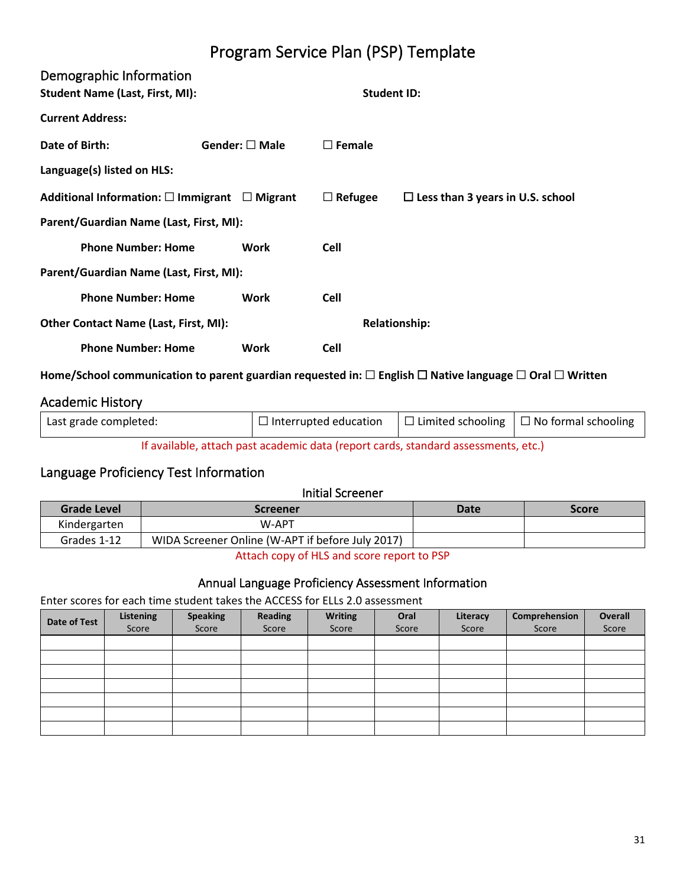# Program Service Plan (PSP) Template

## Demographic Information

**Student Name (Last, First, MI):** **Student ID:**

**Current Address:**

**Date of Birth:** **Gender:** ☐ **Male** ☐ **Female**

**Language(s) listed on HLS:**

**Additional Information:** ☐ **Immigrant** ☐ **Migrant** ☐ **Refugee** ☐ **Less than 3 years in U.S. school**

**Parent/Guardian Name (Last, First, MI):**

**Phone Number: Home** **Work** **Cell**

**Parent/Guardian Name (Last, First, MI):**

**Phone Number: Home** **Work** **Cell**

**Other Contact Name (Last, First, MI):** **Relationship:**

**Phone Number: Home** **Work** **Cell**

**Home/School communication to parent guardian requested in:** ☐ **English** ☐ **Native language** ☐ **Oral** ☐ **Written**

## Academic History

| Last grade completed: | ☐ Interrupted education | ☐ Limited schooling | ☐ No formal schooling |
|---|---|---|---|

If available, attach past academic data (report cards, standard assessments, etc.)

## Language Proficiency Test Information

### Initial Screener

| Grade Level | Screener | Date | Score |
|---|---|---|---|
| Kindergarten | W-APT | | |
| Grades 1-12 | WIDA Screener Online (W-APT if before July 2017) | | |

Attach copy of HLS and score report to PSP

### Annual Language Proficiency Assessment Information

Enter scores for each time student takes the ACCESS for ELLs 2.0 assessment

| Date of Test | Listening Score | Speaking Score | Reading Score | Writing Score | Oral Score | Literacy Score | Comprehension Score | Overall Score |
|---|---|---|---|---|---|---|---|---|
| | | | | | | | | |
| | | | | | | | | |
| | | | | | | | | |
| | | | | | | | | |
| | | | | | | | | |
| | | | | | | | | |
| | | | | | | | | |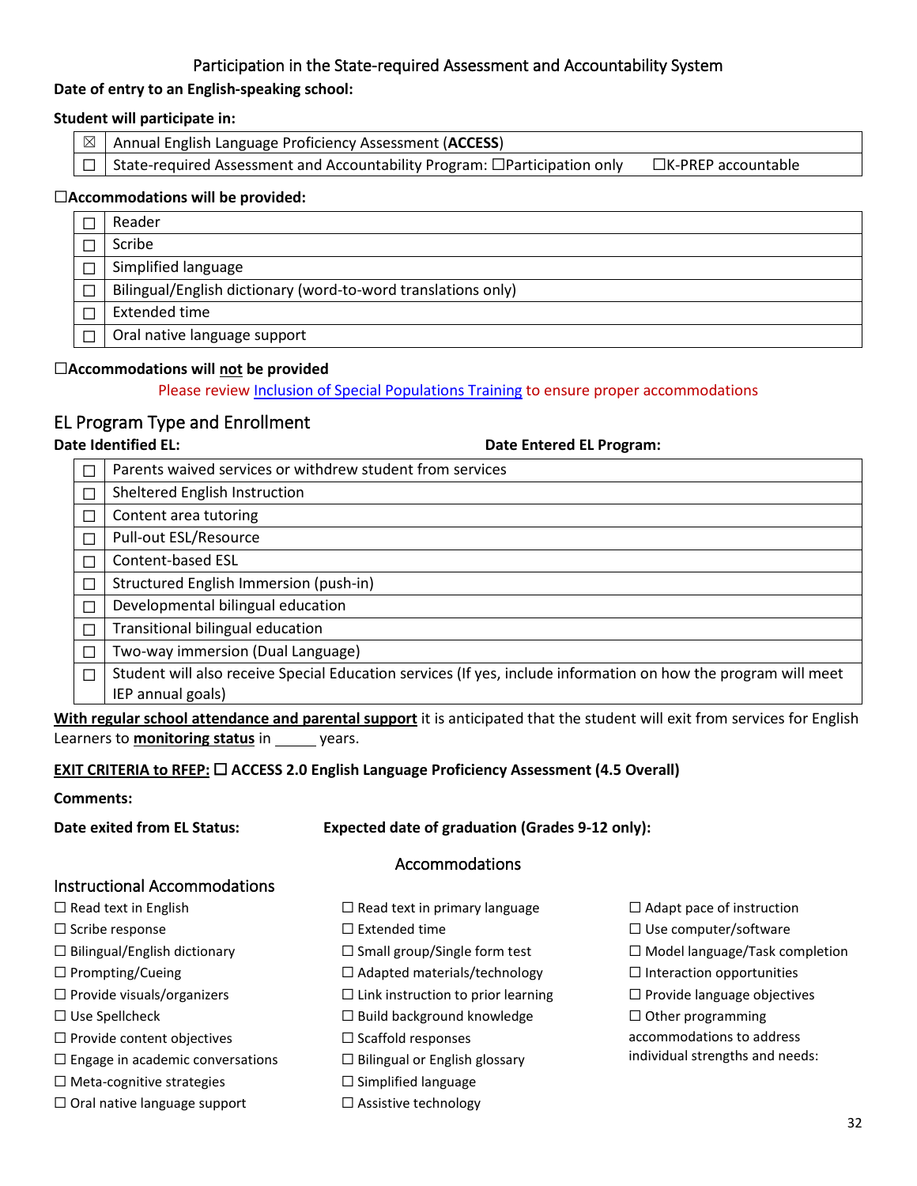## Participation in the State-required Assessment and Accountability System

**Date of entry to an English-speaking school:**

**Student will participate in:**

| | |
|---|---|
| ☒ | Annual English Language Proficiency Assessment (**ACCESS**) |
| ☐ | State-required Assessment and Accountability Program: ☐Participation only ☐K-PREP accountable |

**☐Accommodations will be provided:**

| | |
|---|---|
| ☐ | Reader |
| ☐ | Scribe |
| ☐ | Simplified language |
| ☐ | Bilingual/English dictionary (word-to-word translations only) |
| ☐ | Extended time |
| ☐ | Oral native language support |

**☐Accommodations will <u>not</u> be provided**

Please review Inclusion of Special Populations Training to ensure proper accommodations

## EL Program Type and Enrollment

**Date Identified EL:** **Date Entered EL Program:**

| | |
|---|---|
| ☐ | Parents waived services or withdrew student from services |
| ☐ | Sheltered English Instruction |
| ☐ | Content area tutoring |
| ☐ | Pull-out ESL/Resource |
| ☐ | Content-based ESL |
| ☐ | Structured English Immersion (push-in) |
| ☐ | Developmental bilingual education |
| ☐ | Transitional bilingual education |
| ☐ | Two-way immersion (Dual Language) |
| ☐ | Student will also receive Special Education services (If yes, include information on how the program will meet IEP annual goals) |

**<u>With regular school attendance and parental support</u>** it is anticipated that the student will exit from services for English Learners to **<u>monitoring status</u>** in _____ years.

**<u>EXIT CRITERIA to RFEP:</u> ☐ ACCESS 2.0 English Language Proficiency Assessment (4.5 Overall)**

**Comments:**

**Date exited from EL Status:** **Expected date of graduation (Grades 9-12 only):**

## Accommodations

### Instructional Accommodations

☐ Read text in English
☐ Scribe response
☐ Bilingual/English dictionary
☐ Prompting/Cueing
☐ Provide visuals/organizers
☐ Use Spellcheck
☐ Provide content objectives
☐ Engage in academic conversations
☐ Meta-cognitive strategies
☐ Oral native language support
☐ Read text in primary language
☐ Extended time
☐ Small group/Single form test
☐ Adapted materials/technology
☐ Link instruction to prior learning
☐ Build background knowledge
☐ Scaffold responses
☐ Bilingual or English glossary
☐ Simplified language
☐ Assistive technology
☐ Adapt pace of instruction
☐ Use computer/software
☐ Model language/Task completion
☐ Interaction opportunities
☐ Provide language objectives
☐ Other programming accommodations to address individual strengths and needs: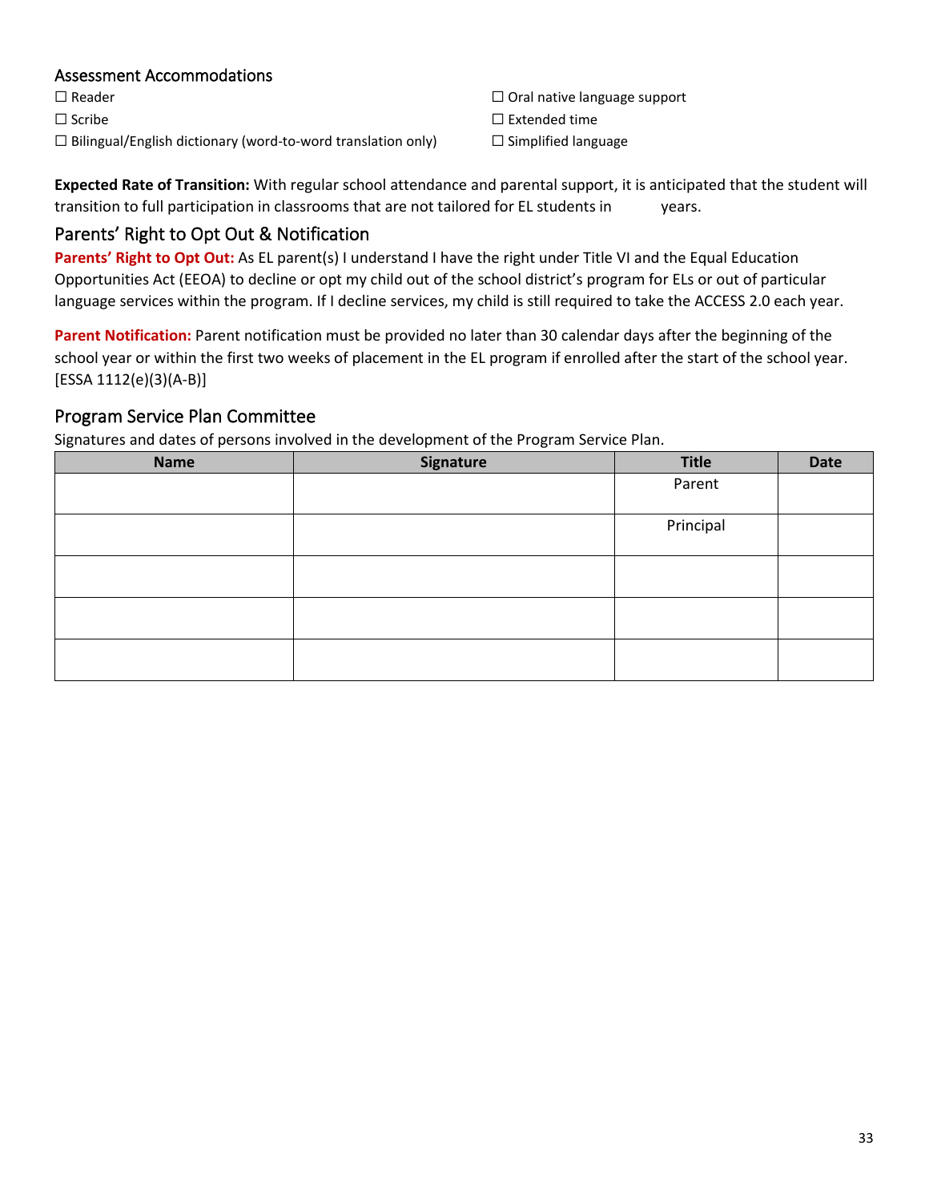### Assessment Accommodations

☐ Reader
☐ Scribe
☐ Bilingual/English dictionary (word-to-word translation only)
☐ Oral native language support
☐ Extended time
☐ Simplified language

**Expected Rate of Transition:** With regular school attendance and parental support, it is anticipated that the student will transition to full participation in classrooms that are not tailored for EL students in          years.

## Parents' Right to Opt Out & Notification

**Parents' Right to Opt Out:** As EL parent(s) I understand I have the right under Title VI and the Equal Education Opportunities Act (EEOA) to decline or opt my child out of the school district's program for ELs or out of particular language services within the program. If I decline services, my child is still required to take the ACCESS 2.0 each year.

**Parent Notification:** Parent notification must be provided no later than 30 calendar days after the beginning of the school year or within the first two weeks of placement in the EL program if enrolled after the start of the school year. [ESSA 1112(e)(3)(A-B)]

## Program Service Plan Committee

Signatures and dates of persons involved in the development of the Program Service Plan.

| Name | Signature | Title | Date |
|---|---|---|---|
| | | Parent | |
| | | Principal | |
| | | | |
| | | | |
| | | | |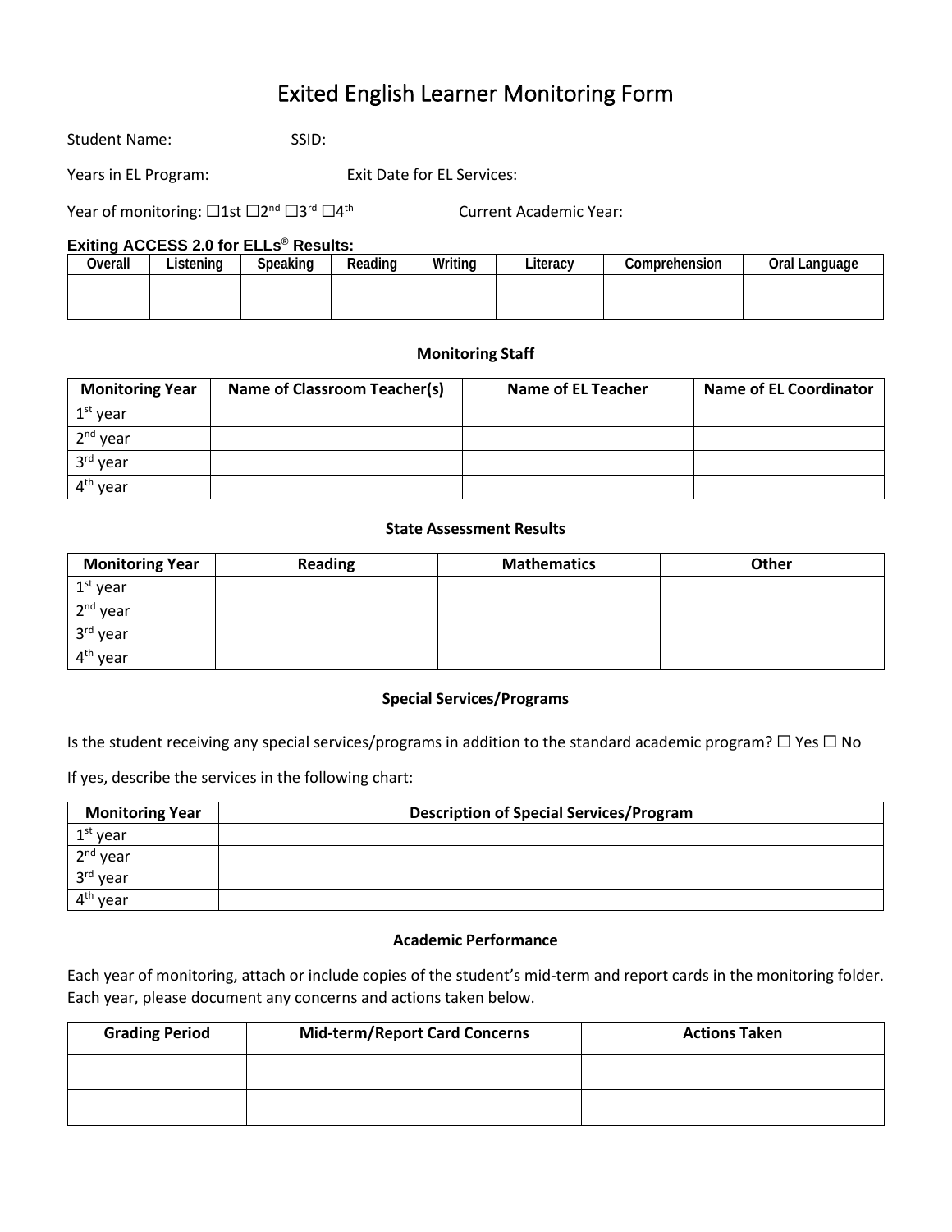# Exited English Learner Monitoring Form

Student Name: SSID:

Years in EL Program: Exit Date for EL Services:

Year of monitoring: ☐1st ☐2nd ☐3rd ☐4th Current Academic Year:

**Exiting ACCESS 2.0 for ELLs® Results:**

| Overall | Listening | Speaking | Reading | Writing | Literacy | Comprehension | Oral Language |
|---|---|---|---|---|---|---|---|
| | | | | | | | |

**Monitoring Staff**

| Monitoring Year | Name of Classroom Teacher(s) | Name of EL Teacher | Name of EL Coordinator |
|---|---|---|---|
| 1st year | | | |
| 2nd year | | | |
| 3rd year | | | |
| 4th year | | | |

**State Assessment Results**

| Monitoring Year | Reading | Mathematics | Other |
|---|---|---|---|
| 1st year | | | |
| 2nd year | | | |
| 3rd year | | | |
| 4th year | | | |

**Special Services/Programs**

Is the student receiving any special services/programs in addition to the standard academic program? ☐ Yes ☐ No

If yes, describe the services in the following chart:

| Monitoring Year | Description of Special Services/Program |
|---|---|
| 1st year | |
| 2nd year | |
| 3rd year | |
| 4th year | |

**Academic Performance**

Each year of monitoring, attach or include copies of the student's mid-term and report cards in the monitoring folder. Each year, please document any concerns and actions taken below.

| Grading Period | Mid-term/Report Card Concerns | Actions Taken |
|---|---|---|
| | | |
| | | |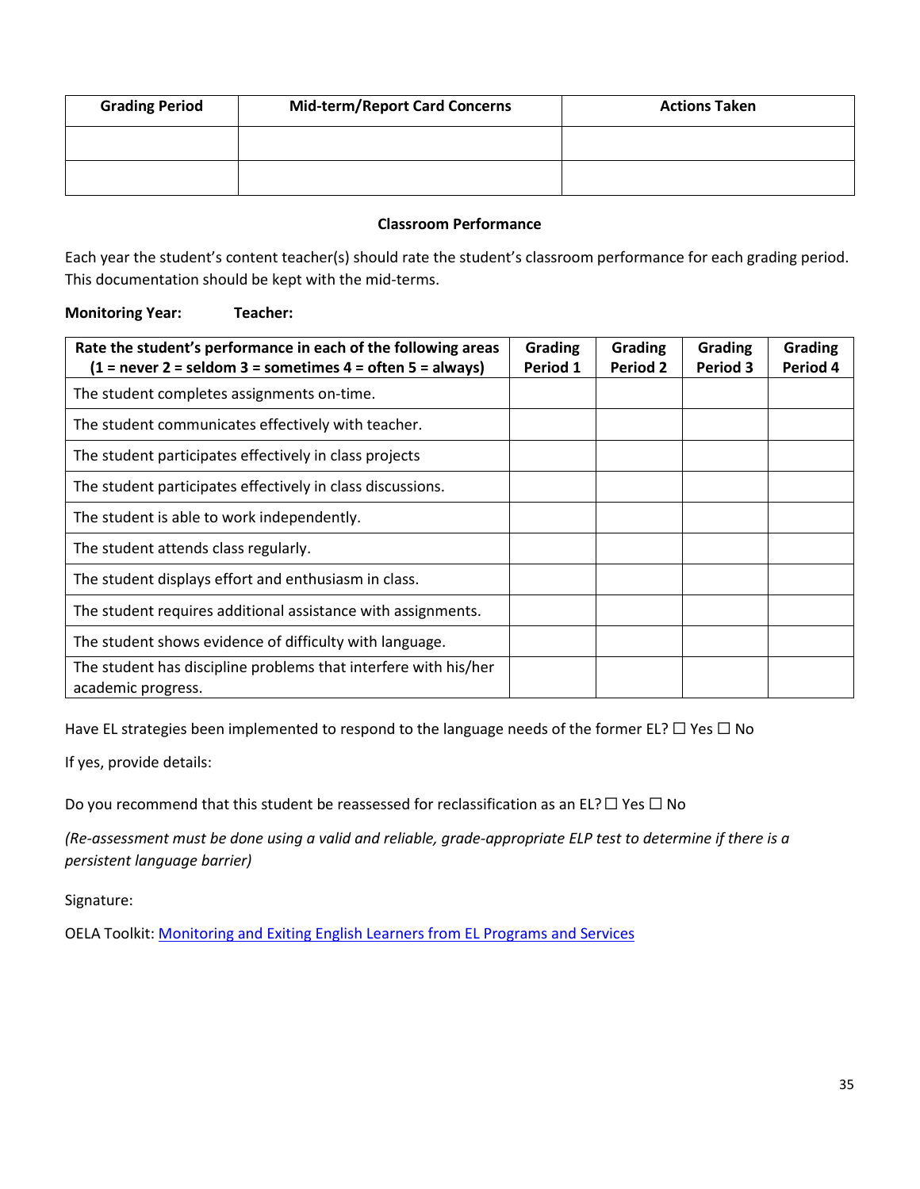| Grading Period | Mid-term/Report Card Concerns | Actions Taken |
|---|---|---|
| | | |
| | | |

**Classroom Performance**

Each year the student's content teacher(s) should rate the student's classroom performance for each grading period. This documentation should be kept with the mid-terms.

**Monitoring Year:** **Teacher:**

| Rate the student's performance in each of the following areas (1 = never 2 = seldom 3 = sometimes 4 = often 5 = always) | Grading Period 1 | Grading Period 2 | Grading Period 3 | Grading Period 4 |
|---|---|---|---|---|
| The student completes assignments on-time. | | | | |
| The student communicates effectively with teacher. | | | | |
| The student participates effectively in class projects | | | | |
| The student participates effectively in class discussions. | | | | |
| The student is able to work independently. | | | | |
| The student attends class regularly. | | | | |
| The student displays effort and enthusiasm in class. | | | | |
| The student requires additional assistance with assignments. | | | | |
| The student shows evidence of difficulty with language. | | | | |
| The student has discipline problems that interfere with his/her academic progress. | | | | |

Have EL strategies been implemented to respond to the language needs of the former EL? ☐ Yes ☐ No

If yes, provide details:

Do you recommend that this student be reassessed for reclassification as an EL? ☐ Yes ☐ No

*(Re-assessment must be done using a valid and reliable, grade-appropriate ELP test to determine if there is a persistent language barrier)*

Signature:

OELA Toolkit: Monitoring and Exiting English Learners from EL Programs and Services